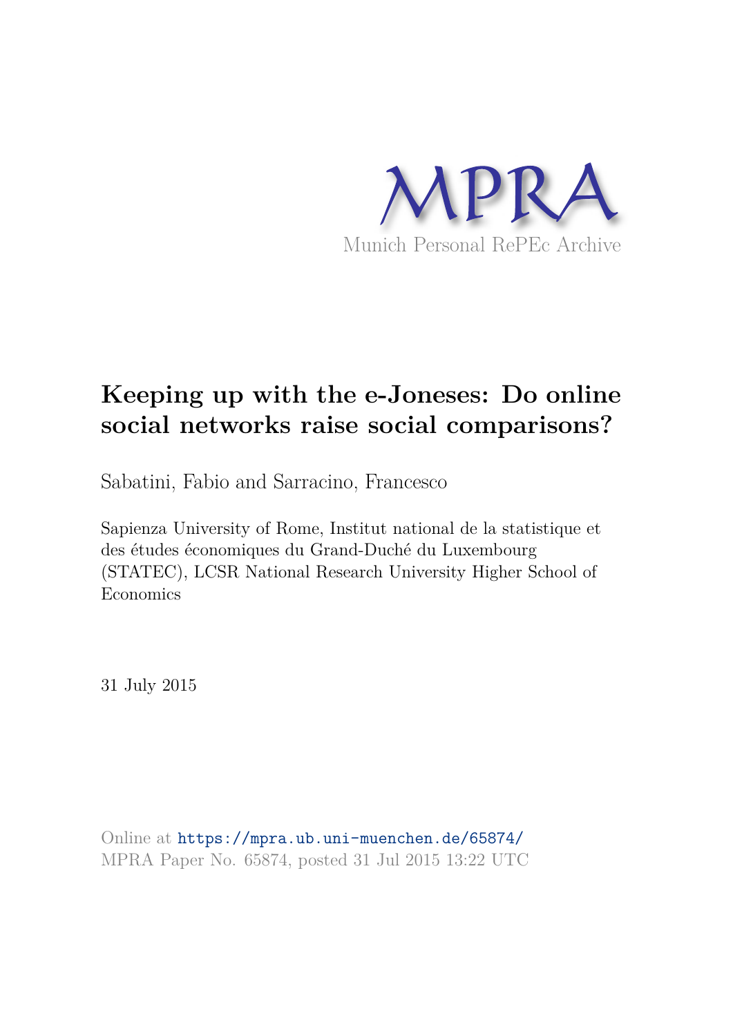MPRA

Munich Personal RePEc Archive

# Keeping up with the e-Joneses: Do online social networks raise social comparisons?

Sabatini, Fabio and Sarracino, Francesco

Sapienza University of Rome, Institut national de la statistique et des études économiques du Grand-Duché du Luxembourg (STATEC), LCSR National Research University Higher School of Economics

31 July 2015

Online at https://mpra.ub.uni-muenchen.de/65874/
MPRA Paper No. 65874, posted 31 Jul 2015 13:22 UTC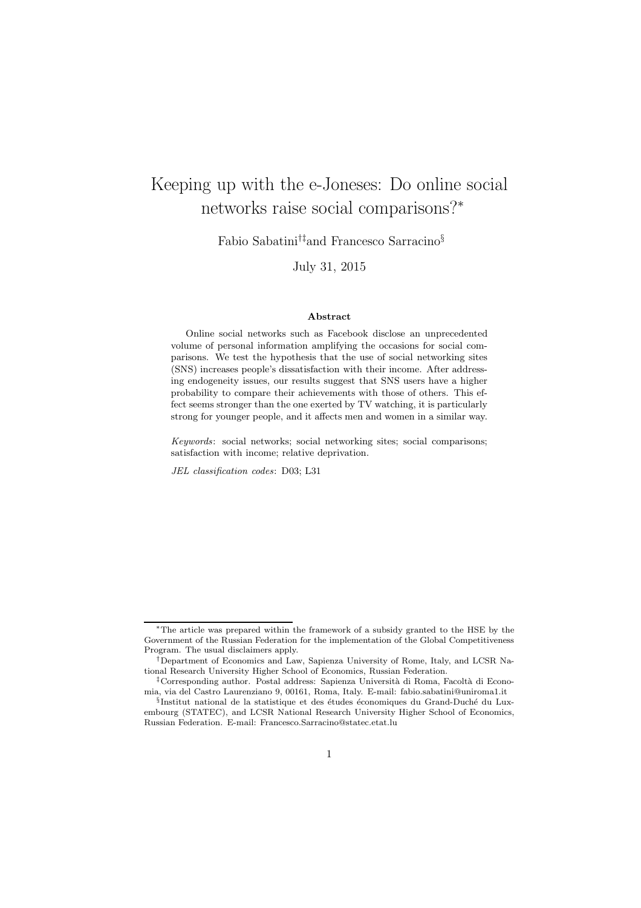# Keeping up with the e-Joneses: Do online social networks raise social comparisons?[*]

Fabio Sabatini[†‡] and Francesco Sarracino[§]

July 31, 2015

### Abstract

Online social networks such as Facebook disclose an unprecedented volume of personal information amplifying the occasions for social comparisons. We test the hypothesis that the use of social networking sites (SNS) increases people's dissatisfaction with their income. After addressing endogeneity issues, our results suggest that SNS users have a higher probability to compare their achievements with those of others. This effect seems stronger than the one exerted by TV watching, it is particularly strong for younger people, and it affects men and women in a similar way.

*Keywords*: social networks; social networking sites; social comparisons; satisfaction with income; relative deprivation.

*JEL classification codes*: D03; L31

---

[*] The article was prepared within the framework of a subsidy granted to the HSE by the Government of the Russian Federation for the implementation of the Global Competitiveness Program. The usual disclaimers apply.

[†] Department of Economics and Law, Sapienza University of Rome, Italy, and LCSR National Research University Higher School of Economics, Russian Federation.

[‡] Corresponding author. Postal address: Sapienza Università di Roma, Facoltà di Economia, via del Castro Laurenziano 9, 00161, Roma, Italy. E-mail: fabio.sabatini@uniroma1.it

[§] Institut national de la statistique et des études économiques du Grand-Duché du Luxembourg (STATEC), and LCSR National Research University Higher School of Economics, Russian Federation. E-mail: Francesco.Sarracino@statec.etat.lu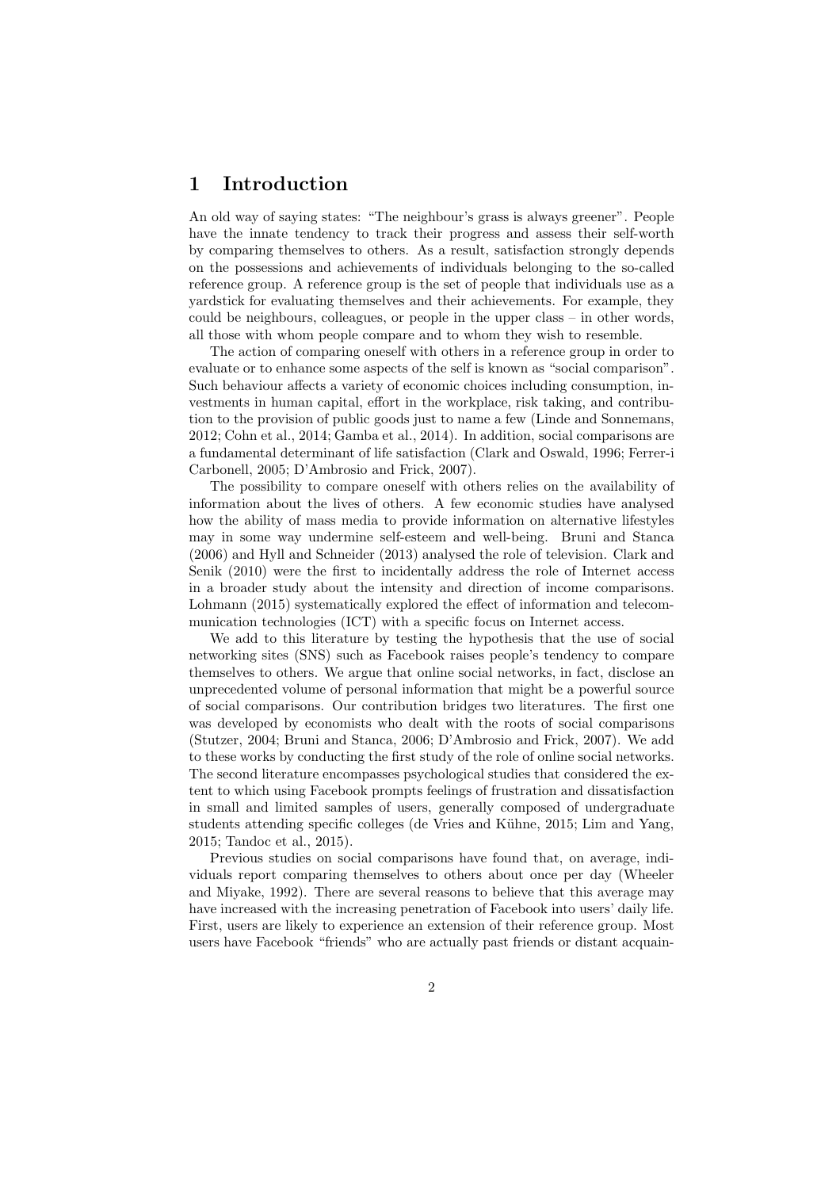# 1 Introduction

An old way of saying states: "The neighbour's grass is always greener". People have the innate tendency to track their progress and assess their self-worth by comparing themselves to others. As a result, satisfaction strongly depends on the possessions and achievements of individuals belonging to the so-called reference group. A reference group is the set of people that individuals use as a yardstick for evaluating themselves and their achievements. For example, they could be neighbours, colleagues, or people in the upper class – in other words, all those with whom people compare and to whom they wish to resemble.

The action of comparing oneself with others in a reference group in order to evaluate or to enhance some aspects of the self is known as "social comparison". Such behaviour affects a variety of economic choices including consumption, investments in human capital, effort in the workplace, risk taking, and contribution to the provision of public goods just to name a few (Linde and Sonnemans, 2012; Cohn et al., 2014; Gamba et al., 2014). In addition, social comparisons are a fundamental determinant of life satisfaction (Clark and Oswald, 1996; Ferrer-i Carbonell, 2005; D'Ambrosio and Frick, 2007).

The possibility to compare oneself with others relies on the availability of information about the lives of others. A few economic studies have analysed how the ability of mass media to provide information on alternative lifestyles may in some way undermine self-esteem and well-being. Bruni and Stanca (2006) and Hyll and Schneider (2013) analysed the role of television. Clark and Senik (2010) were the first to incidentally address the role of Internet access in a broader study about the intensity and direction of income comparisons. Lohmann (2015) systematically explored the effect of information and telecommunication technologies (ICT) with a specific focus on Internet access.

We add to this literature by testing the hypothesis that the use of social networking sites (SNS) such as Facebook raises people's tendency to compare themselves to others. We argue that online social networks, in fact, disclose an unprecedented volume of personal information that might be a powerful source of social comparisons. Our contribution bridges two literatures. The first one was developed by economists who dealt with the roots of social comparisons (Stutzer, 2004; Bruni and Stanca, 2006; D'Ambrosio and Frick, 2007). We add to these works by conducting the first study of the role of online social networks. The second literature encompasses psychological studies that considered the extent to which using Facebook prompts feelings of frustration and dissatisfaction in small and limited samples of users, generally composed of undergraduate students attending specific colleges (de Vries and Kühne, 2015; Lim and Yang, 2015; Tandoc et al., 2015).

Previous studies on social comparisons have found that, on average, individuals report comparing themselves to others about once per day (Wheeler and Miyake, 1992). There are several reasons to believe that this average may have increased with the increasing penetration of Facebook into users' daily life. First, users are likely to experience an extension of their reference group. Most users have Facebook "friends" who are actually past friends or distant acquain-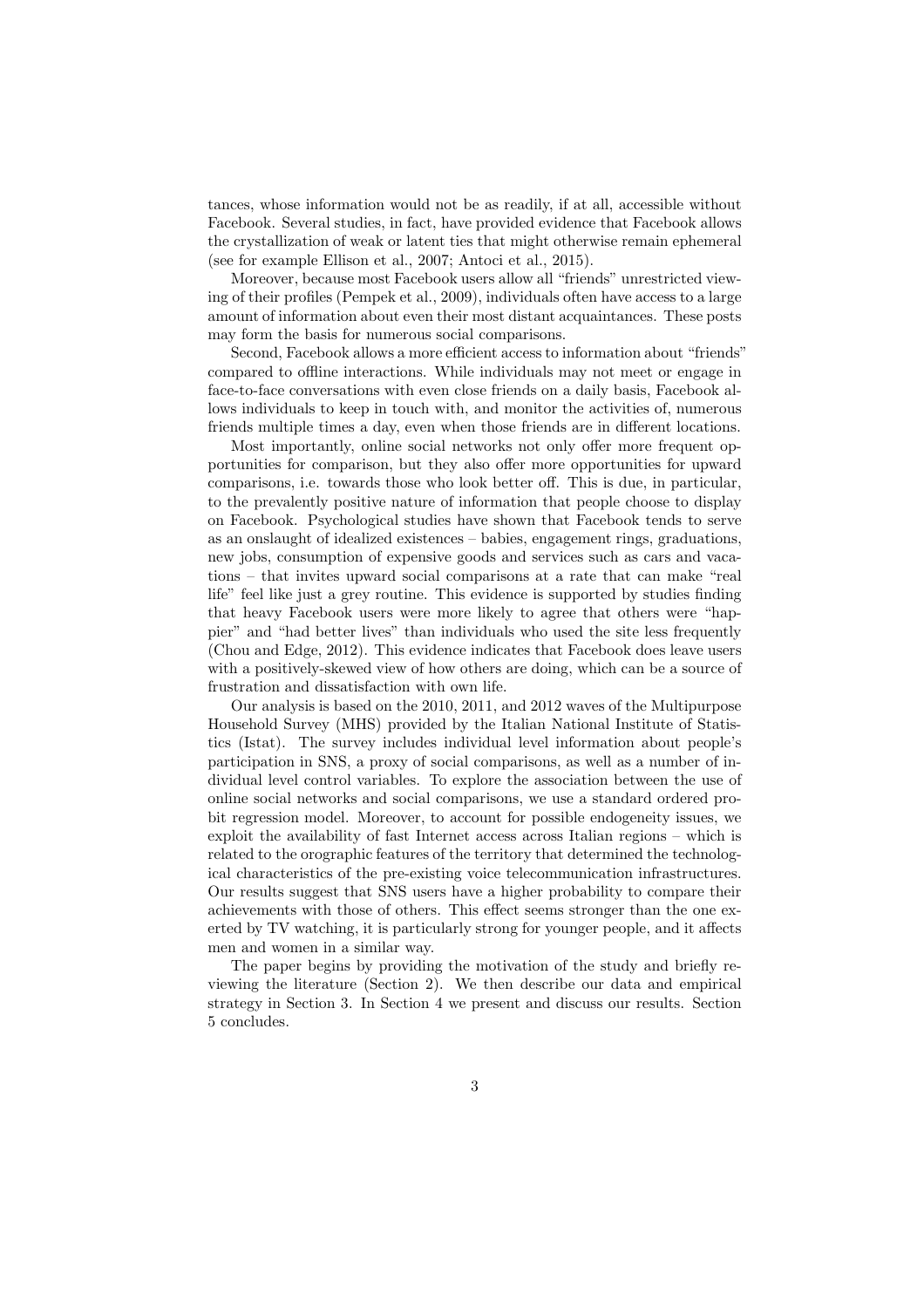tances, whose information would not be as readily, if at all, accessible without Facebook. Several studies, in fact, have provided evidence that Facebook allows the crystallization of weak or latent ties that might otherwise remain ephemeral (see for example Ellison et al., 2007; Antoci et al., 2015).

Moreover, because most Facebook users allow all "friends" unrestricted viewing of their profiles (Pempek et al., 2009), individuals often have access to a large amount of information about even their most distant acquaintances. These posts may form the basis for numerous social comparisons.

Second, Facebook allows a more efficient access to information about "friends" compared to offline interactions. While individuals may not meet or engage in face-to-face conversations with even close friends on a daily basis, Facebook allows individuals to keep in touch with, and monitor the activities of, numerous friends multiple times a day, even when those friends are in different locations.

Most importantly, online social networks not only offer more frequent opportunities for comparison, but they also offer more opportunities for upward comparisons, i.e. towards those who look better off. This is due, in particular, to the prevalently positive nature of information that people choose to display on Facebook. Psychological studies have shown that Facebook tends to serve as an onslaught of idealized existences – babies, engagement rings, graduations, new jobs, consumption of expensive goods and services such as cars and vacations – that invites upward social comparisons at a rate that can make "real life" feel like just a grey routine. This evidence is supported by studies finding that heavy Facebook users were more likely to agree that others were "happier" and "had better lives" than individuals who used the site less frequently (Chou and Edge, 2012). This evidence indicates that Facebook does leave users with a positively-skewed view of how others are doing, which can be a source of frustration and dissatisfaction with own life.

Our analysis is based on the 2010, 2011, and 2012 waves of the Multipurpose Household Survey (MHS) provided by the Italian National Institute of Statistics (Istat). The survey includes individual level information about people's participation in SNS, a proxy of social comparisons, as well as a number of individual level control variables. To explore the association between the use of online social networks and social comparisons, we use a standard ordered probit regression model. Moreover, to account for possible endogeneity issues, we exploit the availability of fast Internet access across Italian regions – which is related to the orographic features of the territory that determined the technological characteristics of the pre-existing voice telecommunication infrastructures. Our results suggest that SNS users have a higher probability to compare their achievements with those of others. This effect seems stronger than the one exerted by TV watching, it is particularly strong for younger people, and it affects men and women in a similar way.

The paper begins by providing the motivation of the study and briefly reviewing the literature (Section 2). We then describe our data and empirical strategy in Section 3. In Section 4 we present and discuss our results. Section 5 concludes.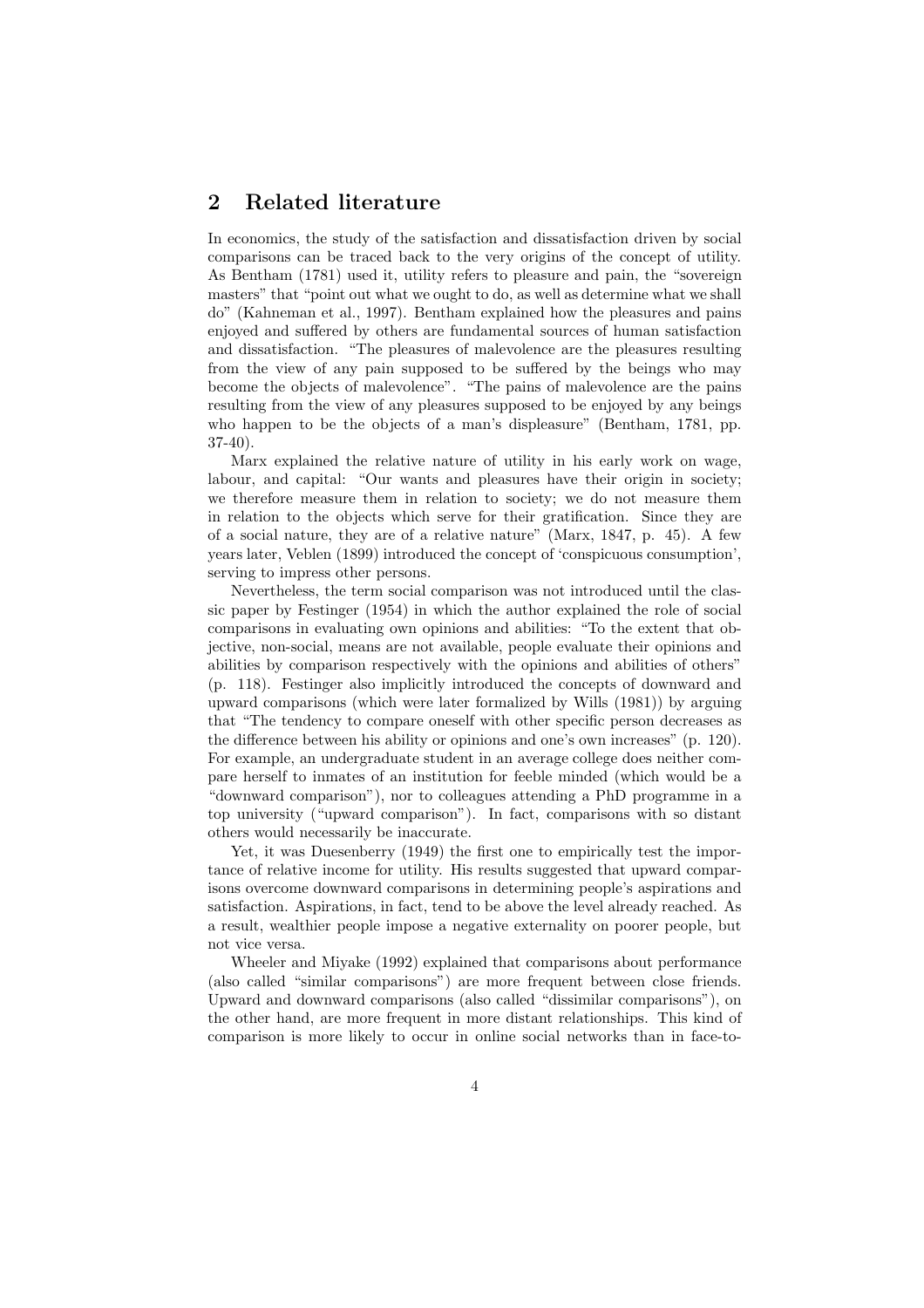## 2 Related literature

In economics, the study of the satisfaction and dissatisfaction driven by social comparisons can be traced back to the very origins of the concept of utility. As Bentham (1781) used it, utility refers to pleasure and pain, the "sovereign masters" that "point out what we ought to do, as well as determine what we shall do" (Kahneman et al., 1997). Bentham explained how the pleasures and pains enjoyed and suffered by others are fundamental sources of human satisfaction and dissatisfaction. "The pleasures of malevolence are the pleasures resulting from the view of any pain supposed to be suffered by the beings who may become the objects of malevolence". "The pains of malevolence are the pains resulting from the view of any pleasures supposed to be enjoyed by any beings who happen to be the objects of a man's displeasure" (Bentham, 1781, pp. 37-40).

Marx explained the relative nature of utility in his early work on wage, labour, and capital: "Our wants and pleasures have their origin in society; we therefore measure them in relation to society; we do not measure them in relation to the objects which serve for their gratification. Since they are of a social nature, they are of a relative nature" (Marx, 1847, p. 45). A few years later, Veblen (1899) introduced the concept of 'conspicuous consumption', serving to impress other persons.

Nevertheless, the term social comparison was not introduced until the classic paper by Festinger (1954) in which the author explained the role of social comparisons in evaluating own opinions and abilities: "To the extent that objective, non-social, means are not available, people evaluate their opinions and abilities by comparison respectively with the opinions and abilities of others" (p. 118). Festinger also implicitly introduced the concepts of downward and upward comparisons (which were later formalized by Wills (1981)) by arguing that "The tendency to compare oneself with other specific person decreases as the difference between his ability or opinions and one's own increases" (p. 120). For example, an undergraduate student in an average college does neither compare herself to inmates of an institution for feeble minded (which would be a "downward comparison"), nor to colleagues attending a PhD programme in a top university ("upward comparison"). In fact, comparisons with so distant others would necessarily be inaccurate.

Yet, it was Duesenberry (1949) the first one to empirically test the importance of relative income for utility. His results suggested that upward comparisons overcome downward comparisons in determining people's aspirations and satisfaction. Aspirations, in fact, tend to be above the level already reached. As a result, wealthier people impose a negative externality on poorer people, but not vice versa.

Wheeler and Miyake (1992) explained that comparisons about performance (also called "similar comparisons") are more frequent between close friends. Upward and downward comparisons (also called "dissimilar comparisons"), on the other hand, are more frequent in more distant relationships. This kind of comparison is more likely to occur in online social networks than in face-to-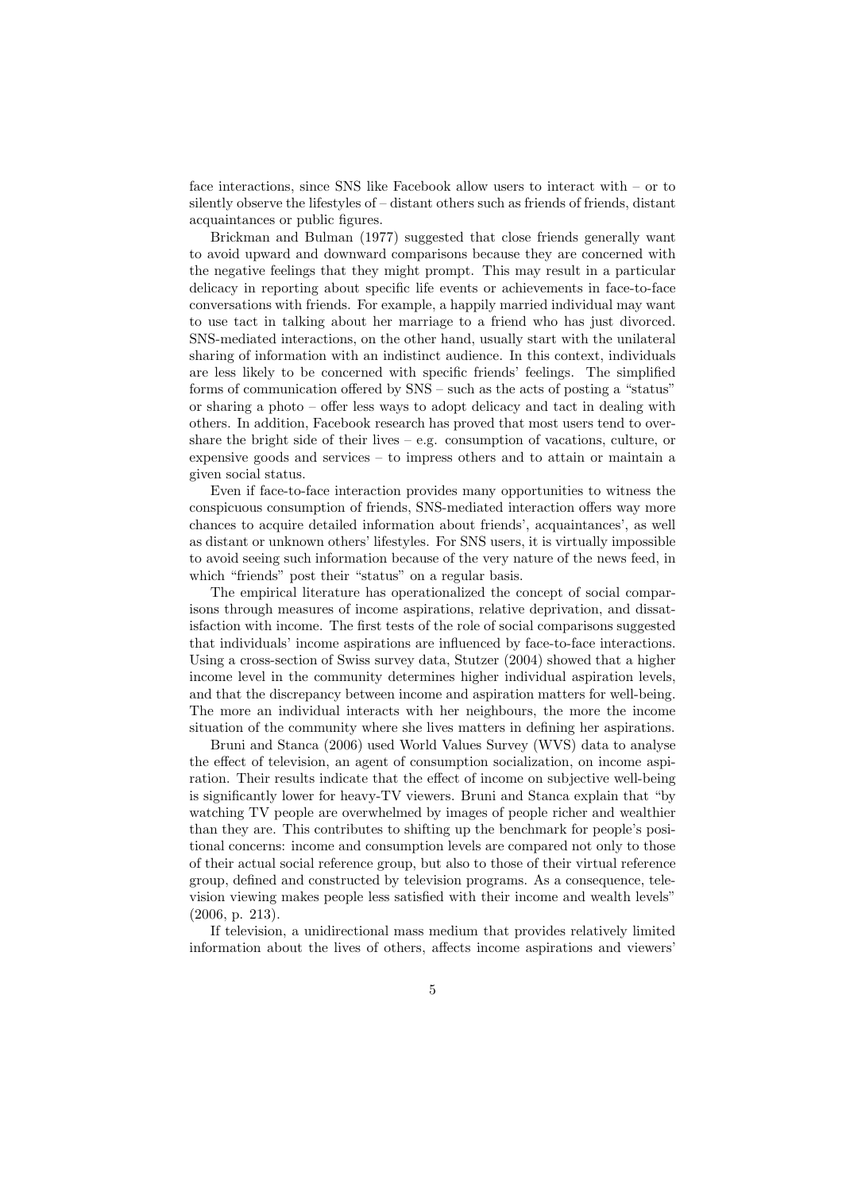face interactions, since SNS like Facebook allow users to interact with – or to silently observe the lifestyles of – distant others such as friends of friends, distant acquaintances or public figures.

Brickman and Bulman (1977) suggested that close friends generally want to avoid upward and downward comparisons because they are concerned with the negative feelings that they might prompt. This may result in a particular delicacy in reporting about specific life events or achievements in face-to-face conversations with friends. For example, a happily married individual may want to use tact in talking about her marriage to a friend who has just divorced. SNS-mediated interactions, on the other hand, usually start with the unilateral sharing of information with an indistinct audience. In this context, individuals are less likely to be concerned with specific friends' feelings. The simplified forms of communication offered by SNS – such as the acts of posting a "status" or sharing a photo – offer less ways to adopt delicacy and tact in dealing with others. In addition, Facebook research has proved that most users tend to over-share the bright side of their lives – e.g. consumption of vacations, culture, or expensive goods and services – to impress others and to attain or maintain a given social status.

Even if face-to-face interaction provides many opportunities to witness the conspicuous consumption of friends, SNS-mediated interaction offers way more chances to acquire detailed information about friends', acquaintances', as well as distant or unknown others' lifestyles. For SNS users, it is virtually impossible to avoid seeing such information because of the very nature of the news feed, in which "friends" post their "status" on a regular basis.

The empirical literature has operationalized the concept of social comparisons through measures of income aspirations, relative deprivation, and dissatisfaction with income. The first tests of the role of social comparisons suggested that individuals' income aspirations are influenced by face-to-face interactions. Using a cross-section of Swiss survey data, Stutzer (2004) showed that a higher income level in the community determines higher individual aspiration levels, and that the discrepancy between income and aspiration matters for well-being. The more an individual interacts with her neighbours, the more the income situation of the community where she lives matters in defining her aspirations.

Bruni and Stanca (2006) used World Values Survey (WVS) data to analyse the effect of television, an agent of consumption socialization, on income aspiration. Their results indicate that the effect of income on subjective well-being is significantly lower for heavy-TV viewers. Bruni and Stanca explain that "by watching TV people are overwhelmed by images of people richer and wealthier than they are. This contributes to shifting up the benchmark for people's positional concerns: income and consumption levels are compared not only to those of their actual social reference group, but also to those of their virtual reference group, defined and constructed by television programs. As a consequence, television viewing makes people less satisfied with their income and wealth levels" (2006, p. 213).

If television, a unidirectional mass medium that provides relatively limited information about the lives of others, affects income aspirations and viewers'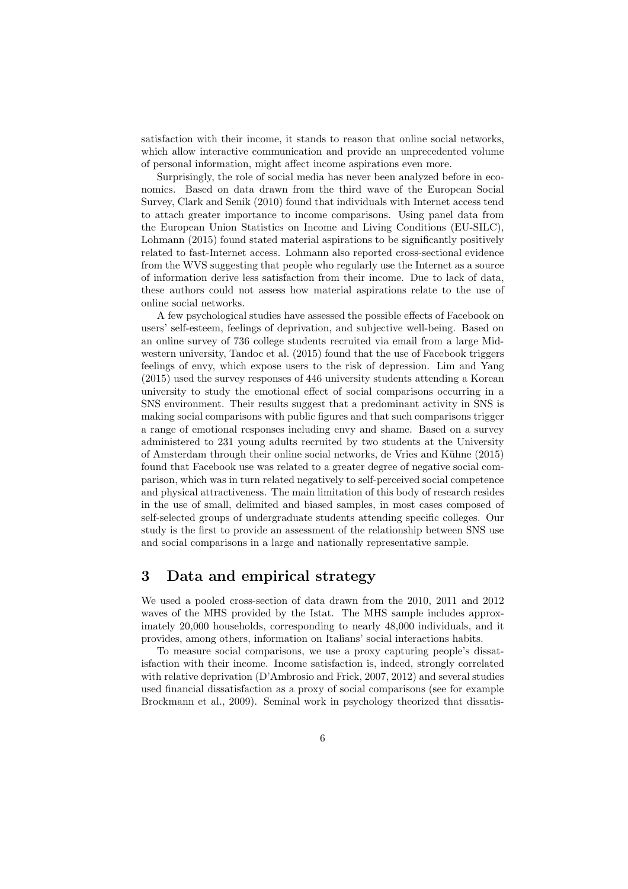satisfaction with their income, it stands to reason that online social networks, which allow interactive communication and provide an unprecedented volume of personal information, might affect income aspirations even more.

Surprisingly, the role of social media has never been analyzed before in economics. Based on data drawn from the third wave of the European Social Survey, Clark and Senik (2010) found that individuals with Internet access tend to attach greater importance to income comparisons. Using panel data from the European Union Statistics on Income and Living Conditions (EU-SILC), Lohmann (2015) found stated material aspirations to be significantly positively related to fast-Internet access. Lohmann also reported cross-sectional evidence from the WVS suggesting that people who regularly use the Internet as a source of information derive less satisfaction from their income. Due to lack of data, these authors could not assess how material aspirations relate to the use of online social networks.

A few psychological studies have assessed the possible effects of Facebook on users' self-esteem, feelings of deprivation, and subjective well-being. Based on an online survey of 736 college students recruited via email from a large Midwestern university, Tandoc et al. (2015) found that the use of Facebook triggers feelings of envy, which expose users to the risk of depression. Lim and Yang (2015) used the survey responses of 446 university students attending a Korean university to study the emotional effect of social comparisons occurring in a SNS environment. Their results suggest that a predominant activity in SNS is making social comparisons with public figures and that such comparisons trigger a range of emotional responses including envy and shame. Based on a survey administered to 231 young adults recruited by two students at the University of Amsterdam through their online social networks, de Vries and Kühne (2015) found that Facebook use was related to a greater degree of negative social comparison, which was in turn related negatively to self-perceived social competence and physical attractiveness. The main limitation of this body of research resides in the use of small, delimited and biased samples, in most cases composed of self-selected groups of undergraduate students attending specific colleges. Our study is the first to provide an assessment of the relationship between SNS use and social comparisons in a large and nationally representative sample.

# 3 Data and empirical strategy

We used a pooled cross-section of data drawn from the 2010, 2011 and 2012 waves of the MHS provided by the Istat. The MHS sample includes approximately 20,000 households, corresponding to nearly 48,000 individuals, and it provides, among others, information on Italians' social interactions habits.

To measure social comparisons, we use a proxy capturing people's dissatisfaction with their income. Income satisfaction is, indeed, strongly correlated with relative deprivation (D'Ambrosio and Frick, 2007, 2012) and several studies used financial dissatisfaction as a proxy of social comparisons (see for example Brockmann et al., 2009). Seminal work in psychology theorized that dissatis-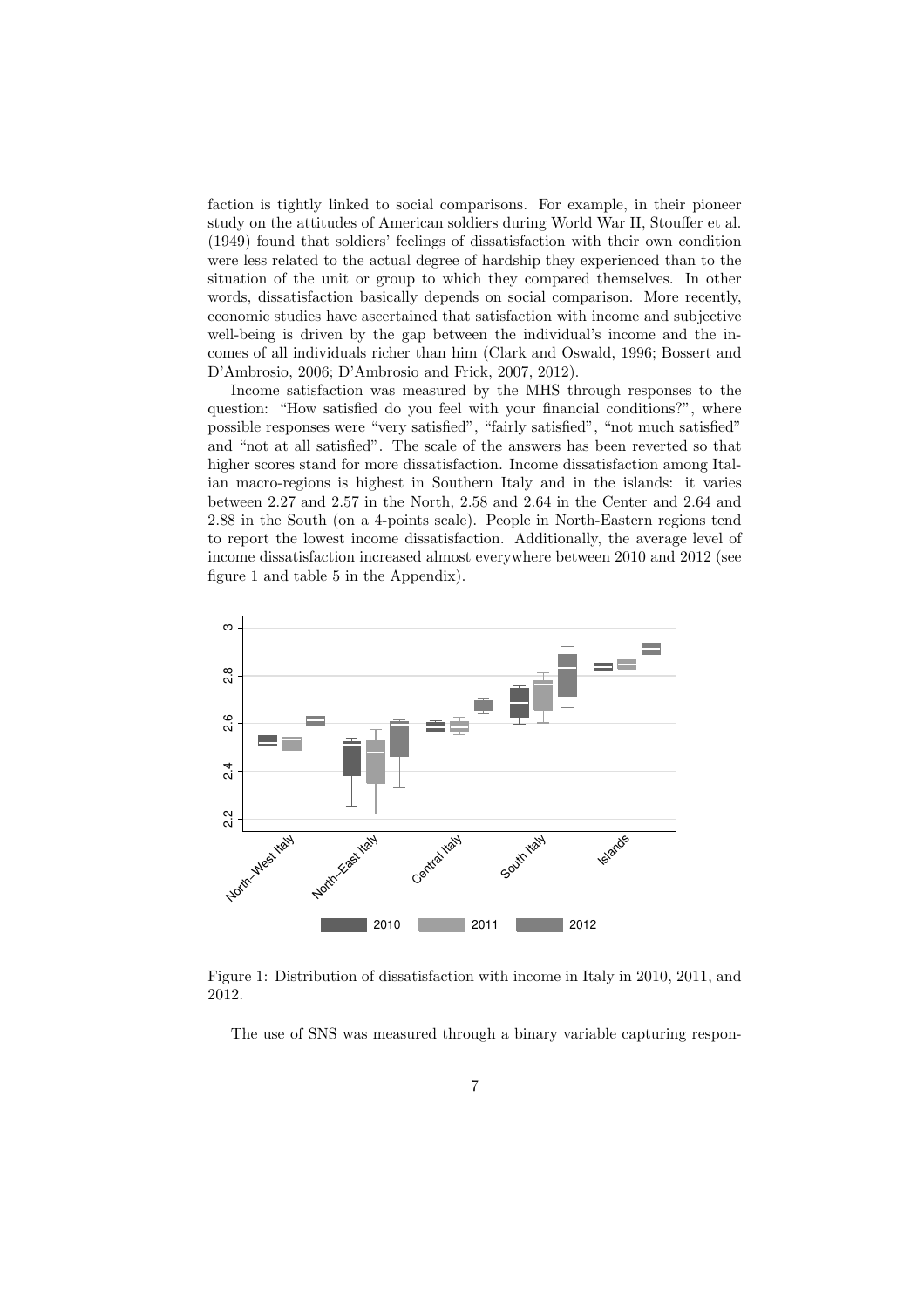faction is tightly linked to social comparisons. For example, in their pioneer study on the attitudes of American soldiers during World War II, Stouffer et al. (1949) found that soldiers' feelings of dissatisfaction with their own condition were less related to the actual degree of hardship they experienced than to the situation of the unit or group to which they compared themselves. In other words, dissatisfaction basically depends on social comparison. More recently, economic studies have ascertained that satisfaction with income and subjective well-being is driven by the gap between the individual's income and the incomes of all individuals richer than him (Clark and Oswald, 1996; Bossert and D'Ambrosio, 2006; D'Ambrosio and Frick, 2007, 2012).

Income satisfaction was measured by the MHS through responses to the question: "How satisfied do you feel with your financial conditions?", where possible responses were "very satisfied", "fairly satisfied", "not much satisfied" and "not at all satisfied". The scale of the answers has been reverted so that higher scores stand for more dissatisfaction. Income dissatisfaction among Italian macro-regions is highest in Southern Italy and in the islands: it varies between 2.27 and 2.57 in the North, 2.58 and 2.64 in the Center and 2.64 and 2.88 in the South (on a 4-points scale). People in North-Eastern regions tend to report the lowest income dissatisfaction. Additionally, the average level of income dissatisfaction increased almost everywhere between 2010 and 2012 (see figure 1 and table 5 in the Appendix).

Figure 1: Distribution of dissatisfaction with income in Italy in 2010, 2011, and 2012.

The use of SNS was measured through a binary variable capturing respon-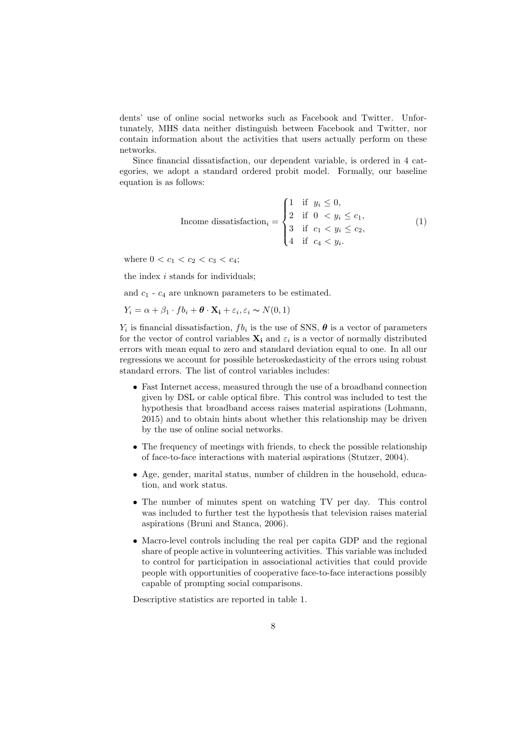dents' use of online social networks such as Facebook and Twitter. Unfortunately, MHS data neither distinguish between Facebook and Twitter, nor contain information about the activities that users actually perform on these networks.

Since financial dissatisfaction, our dependent variable, is ordered in 4 categories, we adopt a standard ordered probit model. Formally, our baseline equation is as follows:

$$\text{Income dissatisfaction}_i = \begin{cases} 1 & \text{if } \ y_i \leq 0, \\ 2 & \text{if } \ 0 \ < y_i \leq c_1, \\ 3 & \text{if } \ c_1 < y_i \leq c_2, \\ 4 & \text{if } \ c_4 < y_i. \end{cases} \tag{1}$$

where $0 < c_1 < c_2 < c_3 < c_4$;

the index $i$ stands for individuals;

and $c_1$ - $c_4$ are unknown parameters to be estimated.

$Y_i = \alpha + \beta_1 \cdot fb_i + \boldsymbol{\theta} \cdot \mathbf{X_i} + \varepsilon_i, \varepsilon_i \sim N(0, 1)$

$Y_i$ is financial dissatisfaction, $fb_i$ is the use of SNS, $\boldsymbol{\theta}$ is a vector of parameters for the vector of control variables $\mathbf{X_i}$ and $\varepsilon_i$ is a vector of normally distributed errors with mean equal to zero and standard deviation equal to one. In all our regressions we account for possible heteroskedasticity of the errors using robust standard errors. The list of control variables includes:

- Fast Internet access, measured through the use of a broadband connection given by DSL or cable optical fibre. This control was included to test the hypothesis that broadband access raises material aspirations (Lohmann, 2015) and to obtain hints about whether this relationship may be driven by the use of online social networks.
- The frequency of meetings with friends, to check the possible relationship of face-to-face interactions with material aspirations (Stutzer, 2004).
- Age, gender, marital status, number of children in the household, education, and work status.
- The number of minutes spent on watching TV per day. This control was included to further test the hypothesis that television raises material aspirations (Bruni and Stanca, 2006).
- Macro-level controls including the real per capita GDP and the regional share of people active in volunteering activities. This variable was included to control for participation in associational activities that could provide people with opportunities of cooperative face-to-face interactions possibly capable of prompting social comparisons.

Descriptive statistics are reported in table 1.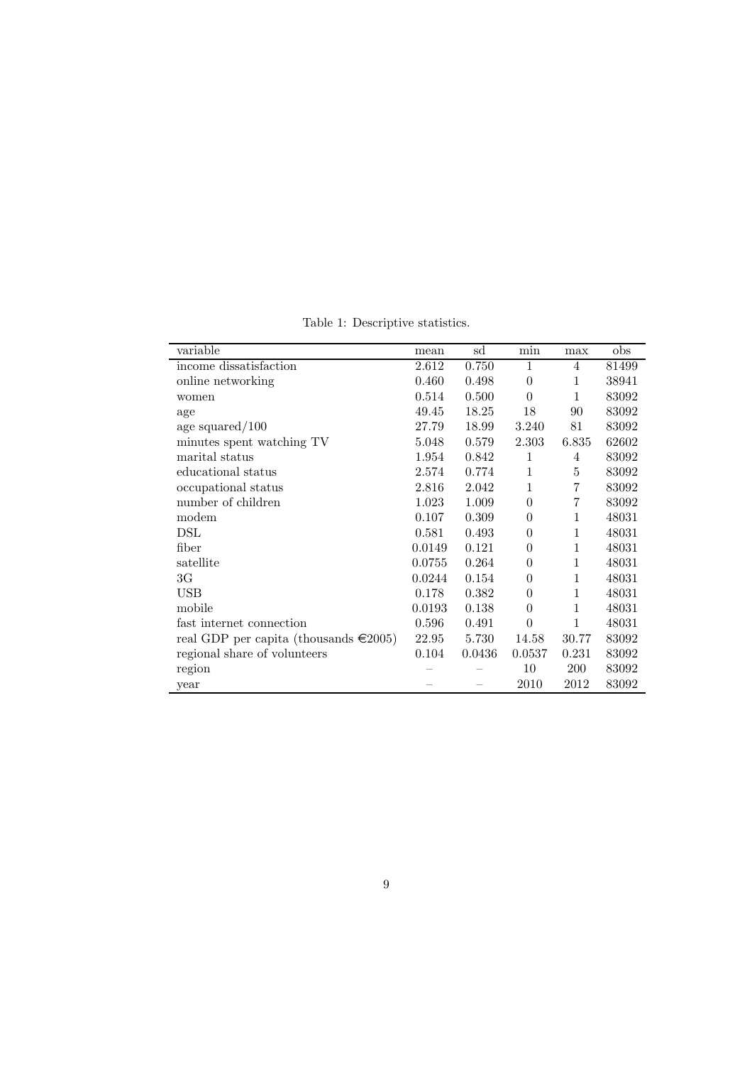Table 1: Descriptive statistics.

| variable | mean | sd | min | max | obs |
|---|---|---|---|---|---|
| income dissatisfaction | 2.612 | 0.750 | 1 | 4 | 81499 |
| online networking | 0.460 | 0.498 | 0 | 1 | 38941 |
| women | 0.514 | 0.500 | 0 | 1 | 83092 |
| age | 49.45 | 18.25 | 18 | 90 | 83092 |
| age squared/100 | 27.79 | 18.99 | 3.240 | 81 | 83092 |
| minutes spent watching TV | 5.048 | 0.579 | 2.303 | 6.835 | 62602 |
| marital status | 1.954 | 0.842 | 1 | 4 | 83092 |
| educational status | 2.574 | 0.774 | 1 | 5 | 83092 |
| occupational status | 2.816 | 2.042 | 1 | 7 | 83092 |
| number of children | 1.023 | 1.009 | 0 | 7 | 83092 |
| modem | 0.107 | 0.309 | 0 | 1 | 48031 |
| DSL | 0.581 | 0.493 | 0 | 1 | 48031 |
| fiber | 0.0149 | 0.121 | 0 | 1 | 48031 |
| satellite | 0.0755 | 0.264 | 0 | 1 | 48031 |
| 3G | 0.0244 | 0.154 | 0 | 1 | 48031 |
| USB | 0.178 | 0.382 | 0 | 1 | 48031 |
| mobile | 0.0193 | 0.138 | 0 | 1 | 48031 |
| fast internet connection | 0.596 | 0.491 | 0 | 1 | 48031 |
| real GDP per capita (thousands €2005) | 22.95 | 5.730 | 14.58 | 30.77 | 83092 |
| regional share of volunteers | 0.104 | 0.0436 | 0.0537 | 0.231 | 83092 |
| region | – | – | 10 | 200 | 83092 |
| year | – | – | 2010 | 2012 | 83092 |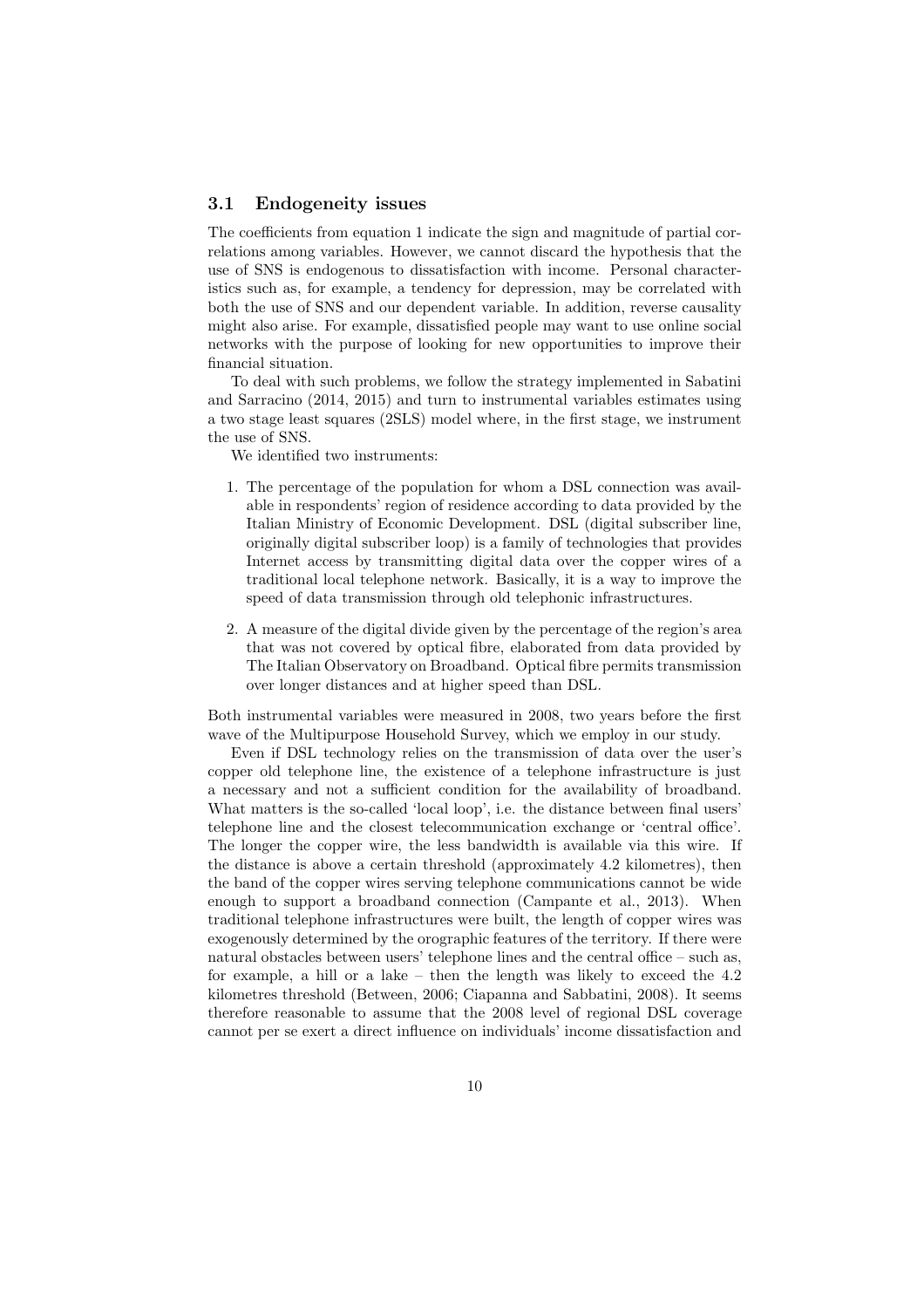### 3.1 Endogeneity issues

The coefficients from equation 1 indicate the sign and magnitude of partial correlations among variables. However, we cannot discard the hypothesis that the use of SNS is endogenous to dissatisfaction with income. Personal characteristics such as, for example, a tendency for depression, may be correlated with both the use of SNS and our dependent variable. In addition, reverse causality might also arise. For example, dissatisfied people may want to use online social networks with the purpose of looking for new opportunities to improve their financial situation.

To deal with such problems, we follow the strategy implemented in Sabatini and Sarracino (2014, 2015) and turn to instrumental variables estimates using a two stage least squares (2SLS) model where, in the first stage, we instrument the use of SNS.

We identified two instruments:

1. The percentage of the population for whom a DSL connection was available in respondents' region of residence according to data provided by the Italian Ministry of Economic Development. DSL (digital subscriber line, originally digital subscriber loop) is a family of technologies that provides Internet access by transmitting digital data over the copper wires of a traditional local telephone network. Basically, it is a way to improve the speed of data transmission through old telephonic infrastructures.
2. A measure of the digital divide given by the percentage of the region's area that was not covered by optical fibre, elaborated from data provided by The Italian Observatory on Broadband. Optical fibre permits transmission over longer distances and at higher speed than DSL.

Both instrumental variables were measured in 2008, two years before the first wave of the Multipurpose Household Survey, which we employ in our study.

Even if DSL technology relies on the transmission of data over the user's copper old telephone line, the existence of a telephone infrastructure is just a necessary and not a sufficient condition for the availability of broadband. What matters is the so-called 'local loop', i.e. the distance between final users' telephone line and the closest telecommunication exchange or 'central office'. The longer the copper wire, the less bandwidth is available via this wire. If the distance is above a certain threshold (approximately 4.2 kilometres), then the band of the copper wires serving telephone communications cannot be wide enough to support a broadband connection (Campante et al., 2013). When traditional telephone infrastructures were built, the length of copper wires was exogenously determined by the orographic features of the territory. If there were natural obstacles between users' telephone lines and the central office – such as, for example, a hill or a lake – then the length was likely to exceed the 4.2 kilometres threshold (Between, 2006; Ciapanna and Sabbatini, 2008). It seems therefore reasonable to assume that the 2008 level of regional DSL coverage cannot per se exert a direct influence on individuals' income dissatisfaction and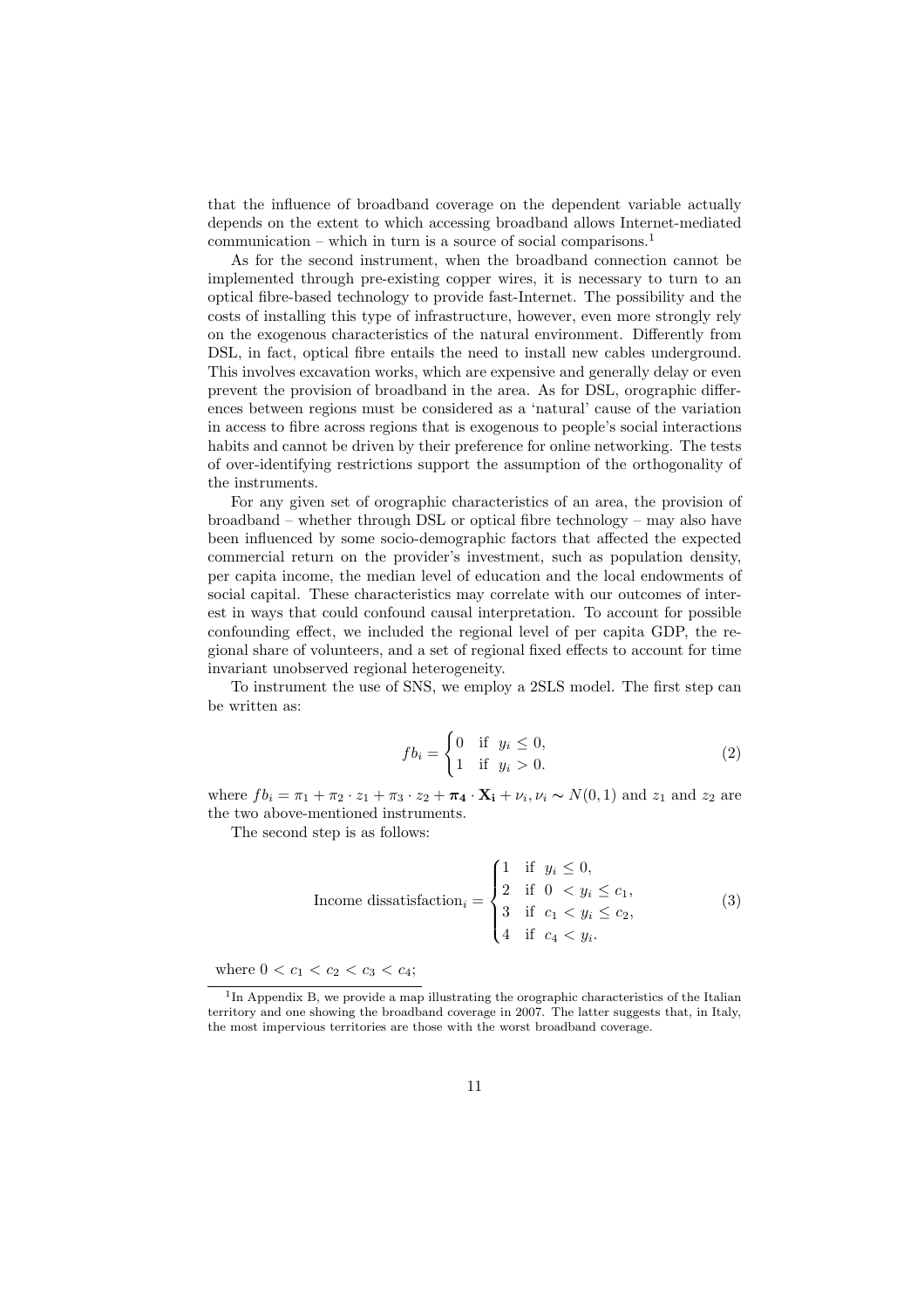that the influence of broadband coverage on the dependent variable actually depends on the extent to which accessing broadband allows Internet-mediated communication – which in turn is a source of social comparisons.[1]

As for the second instrument, when the broadband connection cannot be implemented through pre-existing copper wires, it is necessary to turn to an optical fibre-based technology to provide fast-Internet. The possibility and the costs of installing this type of infrastructure, however, even more strongly rely on the exogenous characteristics of the natural environment. Differently from DSL, in fact, optical fibre entails the need to install new cables underground. This involves excavation works, which are expensive and generally delay or even prevent the provision of broadband in the area. As for DSL, orographic differences between regions must be considered as a 'natural' cause of the variation in access to fibre across regions that is exogenous to people's social interactions habits and cannot be driven by their preference for online networking. The tests of over-identifying restrictions support the assumption of the orthogonality of the instruments.

For any given set of orographic characteristics of an area, the provision of broadband – whether through DSL or optical fibre technology – may also have been influenced by some socio-demographic factors that affected the expected commercial return on the provider's investment, such as population density, per capita income, the median level of education and the local endowments of social capital. These characteristics may correlate with our outcomes of interest in ways that could confound causal interpretation. To account for possible confounding effect, we included the regional level of per capita GDP, the regional share of volunteers, and a set of regional fixed effects to account for time invariant unobserved regional heterogeneity.

To instrument the use of SNS, we employ a 2SLS model. The first step can be written as:

$$fb_i = \begin{cases} 0 & \text{if } y_i \leq 0, \\ 1 & \text{if } y_i > 0. \end{cases} \tag{2}$$

where $fb_i = \pi_1 + \pi_2 \cdot z_1 + \pi_3 \cdot z_2 + \boldsymbol{\pi_4} \cdot \mathbf{X_i} + \nu_i, \nu_i \sim N(0,1)$ and $z_1$ and $z_2$ are the two above-mentioned instruments.

The second step is as follows:

$$\text{Income dissatisfaction}_i = \begin{cases} 1 & \text{if } y_i \leq 0, \\ 2 & \text{if } 0 < y_i \leq c_1, \\ 3 & \text{if } c_1 < y_i \leq c_2, \\ 4 & \text{if } c_4 < y_i. \end{cases} \tag{3}$$

where $0 < c_1 < c_2 < c_3 < c_4$;

[1] In Appendix B, we provide a map illustrating the orographic characteristics of the Italian territory and one showing the broadband coverage in 2007. The latter suggests that, in Italy, the most impervious territories are those with the worst broadband coverage.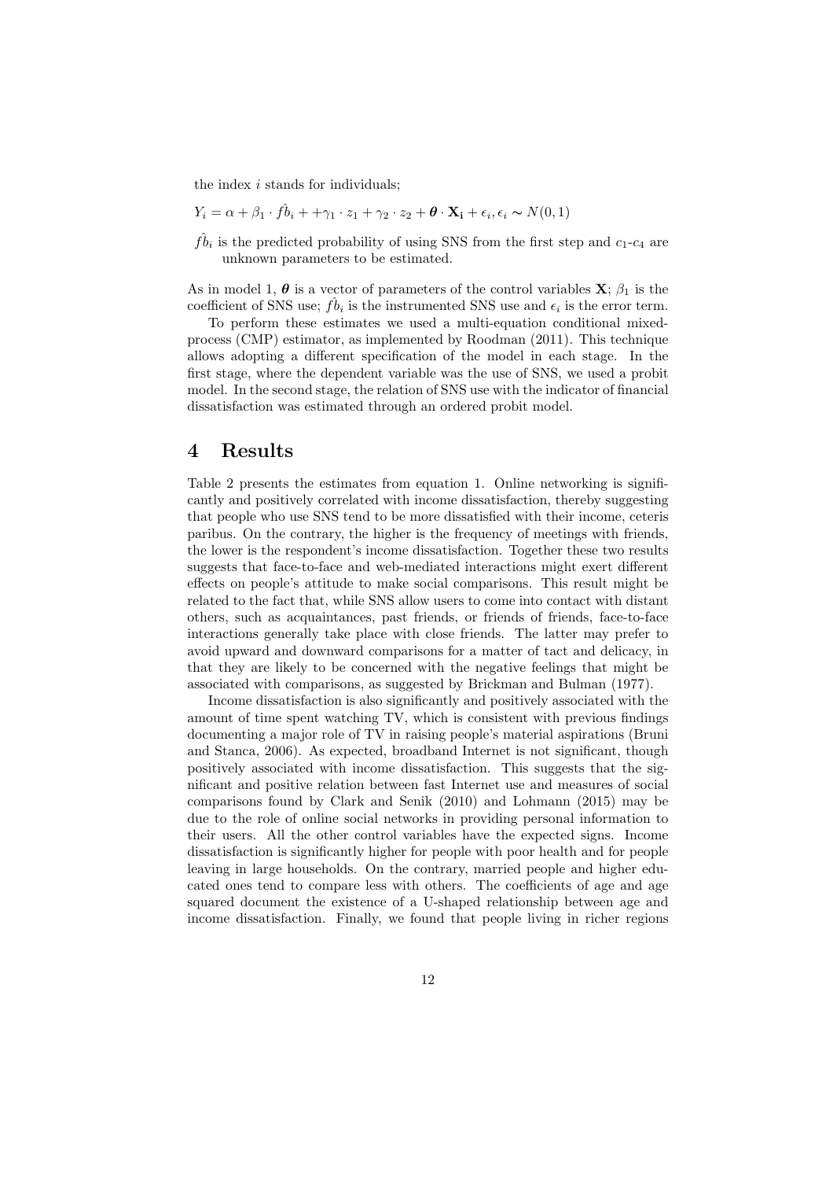the index $i$ stands for individuals;

$Y_i = \alpha + \beta_1 \cdot \hat{fb}_i + +\gamma_1 \cdot z_1 + \gamma_2 \cdot z_2 + \boldsymbol{\theta} \cdot \mathbf{X_i} + \epsilon_i, \epsilon_i \sim N(0,1)$

$\hat{fb}_i$ is the predicted probability of using SNS from the first step and $c_1$-$c_4$ are unknown parameters to be estimated.

As in model 1, $\boldsymbol{\theta}$ is a vector of parameters of the control variables $\mathbf{X}$; $\beta_1$ is the coefficient of SNS use; $\hat{fb}_i$ is the instrumented SNS use and $\epsilon_i$ is the error term.

To perform these estimates we used a multi-equation conditional mixed-process (CMP) estimator, as implemented by Roodman (2011). This technique allows adopting a different specification of the model in each stage. In the first stage, where the dependent variable was the use of SNS, we used a probit model. In the second stage, the relation of SNS use with the indicator of financial dissatisfaction was estimated through an ordered probit model.

# 4 Results

Table 2 presents the estimates from equation 1. Online networking is significantly and positively correlated with income dissatisfaction, thereby suggesting that people who use SNS tend to be more dissatisfied with their income, ceteris paribus. On the contrary, the higher is the frequency of meetings with friends, the lower is the respondent's income dissatisfaction. Together these two results suggests that face-to-face and web-mediated interactions might exert different effects on people's attitude to make social comparisons. This result might be related to the fact that, while SNS allow users to come into contact with distant others, such as acquaintances, past friends, or friends of friends, face-to-face interactions generally take place with close friends. The latter may prefer to avoid upward and downward comparisons for a matter of tact and delicacy, in that they are likely to be concerned with the negative feelings that might be associated with comparisons, as suggested by Brickman and Bulman (1977).

Income dissatisfaction is also significantly and positively associated with the amount of time spent watching TV, which is consistent with previous findings documenting a major role of TV in raising people's material aspirations (Bruni and Stanca, 2006). As expected, broadband Internet is not significant, though positively associated with income dissatisfaction. This suggests that the significant and positive relation between fast Internet use and measures of social comparisons found by Clark and Senik (2010) and Lohmann (2015) may be due to the role of online social networks in providing personal information to their users. All the other control variables have the expected signs. Income dissatisfaction is significantly higher for people with poor health and for people leaving in large households. On the contrary, married people and higher educated ones tend to compare less with others. The coefficients of age and age squared document the existence of a U-shaped relationship between age and income dissatisfaction. Finally, we found that people living in richer regions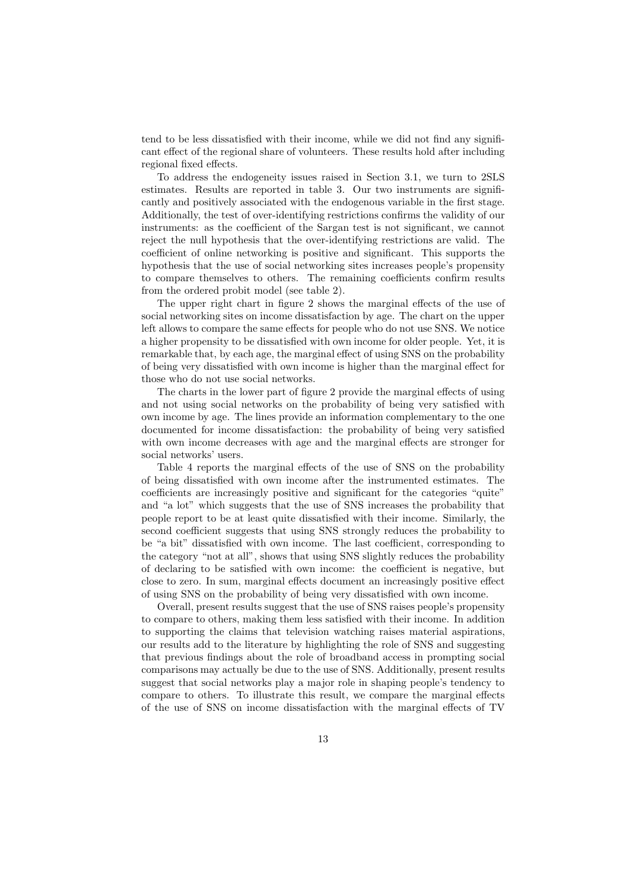tend to be less dissatisfied with their income, while we did not find any significant effect of the regional share of volunteers. These results hold after including regional fixed effects.

To address the endogeneity issues raised in Section 3.1, we turn to 2SLS estimates. Results are reported in table 3. Our two instruments are significantly and positively associated with the endogenous variable in the first stage. Additionally, the test of over-identifying restrictions confirms the validity of our instruments: as the coefficient of the Sargan test is not significant, we cannot reject the null hypothesis that the over-identifying restrictions are valid. The coefficient of online networking is positive and significant. This supports the hypothesis that the use of social networking sites increases people's propensity to compare themselves to others. The remaining coefficients confirm results from the ordered probit model (see table 2).

The upper right chart in figure 2 shows the marginal effects of the use of social networking sites on income dissatisfaction by age. The chart on the upper left allows to compare the same effects for people who do not use SNS. We notice a higher propensity to be dissatisfied with own income for older people. Yet, it is remarkable that, by each age, the marginal effect of using SNS on the probability of being very dissatisfied with own income is higher than the marginal effect for those who do not use social networks.

The charts in the lower part of figure 2 provide the marginal effects of using and not using social networks on the probability of being very satisfied with own income by age. The lines provide an information complementary to the one documented for income dissatisfaction: the probability of being very satisfied with own income decreases with age and the marginal effects are stronger for social networks' users.

Table 4 reports the marginal effects of the use of SNS on the probability of being dissatisfied with own income after the instrumented estimates. The coefficients are increasingly positive and significant for the categories "quite" and "a lot" which suggests that the use of SNS increases the probability that people report to be at least quite dissatisfied with their income. Similarly, the second coefficient suggests that using SNS strongly reduces the probability to be "a bit" dissatisfied with own income. The last coefficient, corresponding to the category "not at all", shows that using SNS slightly reduces the probability of declaring to be satisfied with own income: the coefficient is negative, but close to zero. In sum, marginal effects document an increasingly positive effect of using SNS on the probability of being very dissatisfied with own income.

Overall, present results suggest that the use of SNS raises people's propensity to compare to others, making them less satisfied with their income. In addition to supporting the claims that television watching raises material aspirations, our results add to the literature by highlighting the role of SNS and suggesting that previous findings about the role of broadband access in prompting social comparisons may actually be due to the use of SNS. Additionally, present results suggest that social networks play a major role in shaping people's tendency to compare to others. To illustrate this result, we compare the marginal effects of the use of SNS on income dissatisfaction with the marginal effects of TV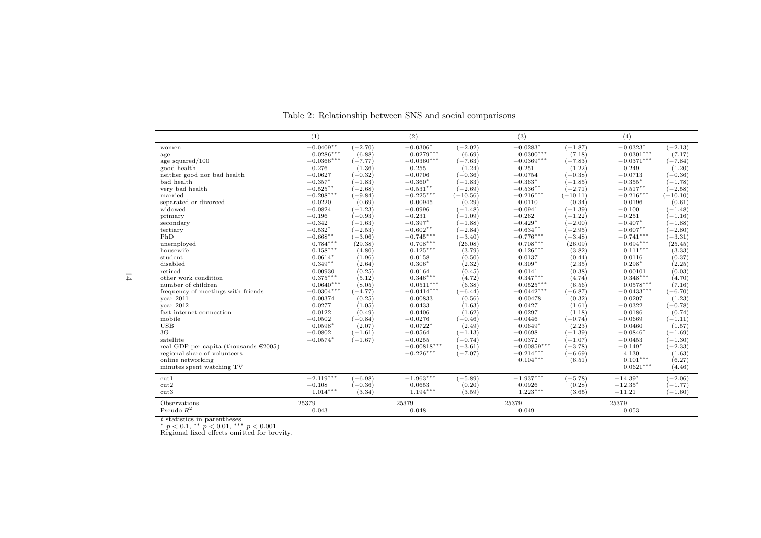Table 2: Relationship between SNS and social comparisons

| | (1) | | (2) | | (3) | | (4) | |
|---|---|---|---|---|---|---|---|---|
| women | $-0.0409^{**}$ | $(-2.70)$ | $-0.0306^{*}$ | $(-2.02)$ | $-0.0283^{*}$ | $(-1.87)$ | $-0.0323^{*}$ | $(-2.13)$ |
| age | $0.0286^{***}$ | $(6.88)$ | $0.0279^{***}$ | $(6.69)$ | $0.0300^{***}$ | $(7.18)$ | $0.0301^{***}$ | $(7.17)$ |
| age squared/100 | $-0.0366^{***}$ | $(-7.77)$ | $-0.0360^{***}$ | $(-7.63)$ | $-0.0369^{***}$ | $(-7.83)$ | $-0.0371^{***}$ | $(-7.84)$ |
| good health | $0.276$ | $(1.36)$ | $0.255$ | $(1.24)$ | $0.251$ | $(1.22)$ | $0.249$ | $(1.20)$ |
| neither good nor bad health | $-0.0627$ | $(-0.32)$ | $-0.0706$ | $(-0.36)$ | $-0.0754$ | $(-0.38)$ | $-0.0713$ | $(-0.36)$ |
| bad health | $-0.357^{*}$ | $(-1.83)$ | $-0.360^{*}$ | $(-1.83)$ | $-0.363^{*}$ | $(-1.85)$ | $-0.355^{*}$ | $(-1.78)$ |
| very bad health | $-0.525^{**}$ | $(-2.68)$ | $-0.531^{**}$ | $(-2.69)$ | $-0.536^{**}$ | $(-2.71)$ | $-0.517^{**}$ | $(-2.58)$ |
| married | $-0.208^{***}$ | $(-9.84)$ | $-0.225^{***}$ | $(-10.56)$ | $-0.216^{***}$ | $(-10.11)$ | $-0.216^{***}$ | $(-10.10)$ |
| separated or divorced | $0.0220$ | $(0.69)$ | $0.00945$ | $(0.29)$ | $0.0110$ | $(0.34)$ | $0.0196$ | $(0.61)$ |
| widowed | $-0.0824$ | $(-1.23)$ | $-0.0996$ | $(-1.48)$ | $-0.0941$ | $(-1.39)$ | $-0.100$ | $(-1.48)$ |
| primary | $-0.196$ | $(-0.93)$ | $-0.231$ | $(-1.09)$ | $-0.262$ | $(-1.22)$ | $-0.251$ | $(-1.16)$ |
| secondary | $-0.342$ | $(-1.63)$ | $-0.397^{*}$ | $(-1.88)$ | $-0.429^{*}$ | $(-2.00)$ | $-0.407^{*}$ | $(-1.88)$ |
| tertiary | $-0.532^{*}$ | $(-2.53)$ | $-0.602^{**}$ | $(-2.84)$ | $-0.634^{**}$ | $(-2.95)$ | $-0.607^{**}$ | $(-2.80)$ |
| PhD | $-0.668^{**}$ | $(-3.06)$ | $-0.745^{***}$ | $(-3.40)$ | $-0.776^{***}$ | $(-3.48)$ | $-0.741^{***}$ | $(-3.31)$ |
| unemployed | $0.784^{***}$ | $(29.38)$ | $0.708^{***}$ | $(26.08)$ | $0.708^{***}$ | $(26.09)$ | $0.694^{***}$ | $(25.45)$ |
| housewife | $0.158^{***}$ | $(4.80)$ | $0.125^{***}$ | $(3.79)$ | $0.126^{***}$ | $(3.82)$ | $0.111^{***}$ | $(3.33)$ |
| student | $0.0614^{*}$ | $(1.96)$ | $0.0158$ | $(0.50)$ | $0.0137$ | $(0.44)$ | $0.0116$ | $(0.37)$ |
| disabled | $0.349^{**}$ | $(2.64)$ | $0.306^{*}$ | $(2.32)$ | $0.309^{*}$ | $(2.35)$ | $0.298^{*}$ | $(2.25)$ |
| retired | $0.00930$ | $(0.25)$ | $0.0164$ | $(0.45)$ | $0.0141$ | $(0.38)$ | $0.00101$ | $(0.03)$ |
| other work condition | $0.375^{***}$ | $(5.12)$ | $0.346^{***}$ | $(4.72)$ | $0.347^{***}$ | $(4.74)$ | $0.348^{***}$ | $(4.70)$ |
| number of children | $0.0640^{***}$ | $(8.05)$ | $0.0511^{***}$ | $(6.38)$ | $0.0525^{***}$ | $(6.56)$ | $0.0578^{***}$ | $(7.16)$ |
| frequency of meetings with friends | $-0.0304^{***}$ | $(-4.77)$ | $-0.0414^{***}$ | $(-6.44)$ | $-0.0442^{***}$ | $(-6.87)$ | $-0.0433^{***}$ | $(-6.70)$ |
| year 2011 | $0.00374$ | $(0.25)$ | $0.00833$ | $(0.56)$ | $0.00478$ | $(0.32)$ | $0.0207$ | $(1.23)$ |
| year 2012 | $0.0277$ | $(1.05)$ | $0.0433$ | $(1.63)$ | $0.0427$ | $(1.61)$ | $-0.0322$ | $(-0.78)$ |
| fast internet connection | $0.0122$ | $(0.49)$ | $0.0406$ | $(1.62)$ | $0.0297$ | $(1.18)$ | $0.0186$ | $(0.74)$ |
| mobile | $-0.0502$ | $(-0.84)$ | $-0.0276$ | $(-0.46)$ | $-0.0446$ | $(-0.74)$ | $-0.0669$ | $(-1.11)$ |
| USB | $0.0598^{*}$ | $(2.07)$ | $0.0722^{*}$ | $(2.49)$ | $0.0649^{*}$ | $(2.23)$ | $0.0460$ | $(1.57)$ |
| 3G | $-0.0802$ | $(-1.61)$ | $-0.0564$ | $(-1.13)$ | $-0.0698$ | $(-1.39)$ | $-0.0846^{*}$ | $(-1.69)$ |
| satellite | $-0.0574^{*}$ | $(-1.67)$ | $-0.0255$ | $(-0.74)$ | $-0.0372$ | $(-1.07)$ | $-0.0453$ | $(-1.30)$ |
| real GDP per capita (thousands €2005) | | | $-0.00818^{***}$ | $(-3.61)$ | $-0.00859^{***}$ | $(-3.78)$ | $-0.149^{*}$ | $(-2.33)$ |
| regional share of volunteers | | | $-0.226^{***}$ | $(-7.07)$ | $-0.214^{***}$ | $(-6.69)$ | $4.130$ | $(1.63)$ |
| online networking | | | | | $0.104^{***}$ | $(6.51)$ | $0.101^{***}$ | $(6.27)$ |
| minutes spent watching TV | | | | | | | $0.0621^{***}$ | $(4.46)$ |
| cut1 | $-2.119^{***}$ | $(-6.98)$ | $-1.963^{***}$ | $(-5.89)$ | $-1.937^{***}$ | $(-5.78)$ | $-14.39^{*}$ | $(-2.06)$ |
| cut2 | $-0.108$ | $(-0.36)$ | $0.0653$ | $(0.20)$ | $0.0926$ | $(0.28)$ | $-12.35^{*}$ | $(-1.77)$ |
| cut3 | $1.014^{***}$ | $(3.34)$ | $1.194^{***}$ | $(3.59)$ | $1.223^{***}$ | $(3.65)$ | $-11.21$ | $(-1.60)$ |
| Observations | 25379 | | 25379 | | 25379 | | 25379 | |
| Pseudo $R^2$ | 0.043 | | 0.048 | | 0.049 | | 0.053 | |

$t$ statistics in parentheses
$^{*}$ $p < 0.1$, $^{**}$ $p < 0.01$, $^{***}$ $p < 0.001$
Regional fixed effects omitted for brevity.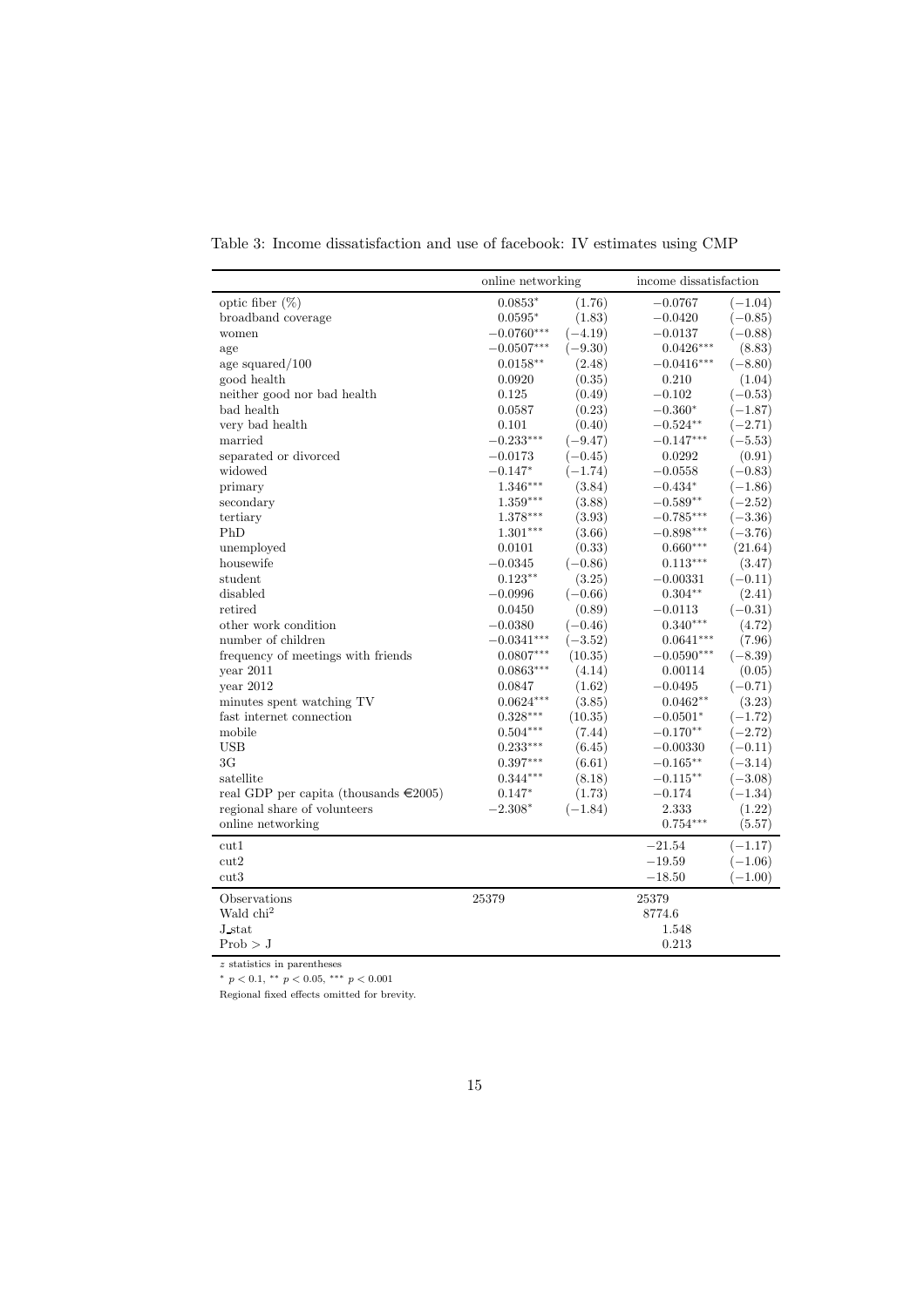Table 3: Income dissatisfaction and use of facebook: IV estimates using CMP

| | online networking | | income dissatisfaction | |
|---|---|---|---|---|
| optic fiber (%) | $0.0853^{*}$ | (1.76) | $-0.0767$ | $(-1.04)$ |
| broadband coverage | $0.0595^{*}$ | (1.83) | $-0.0420$ | $(-0.85)$ |
| women | $-0.0760^{***}$ | $(-4.19)$ | $-0.0137$ | $(-0.88)$ |
| age | $-0.0507^{***}$ | $(-9.30)$ | $0.0426^{***}$ | (8.83) |
| age squared/100 | $0.0158^{**}$ | (2.48) | $-0.0416^{***}$ | $(-8.80)$ |
| good health | 0.0920 | (0.35) | 0.210 | (1.04) |
| neither good nor bad health | 0.125 | (0.49) | $-0.102$ | $(-0.53)$ |
| bad health | 0.0587 | (0.23) | $-0.360^{*}$ | $(-1.87)$ |
| very bad health | 0.101 | (0.40) | $-0.524^{**}$ | $(-2.71)$ |
| married | $-0.233^{***}$ | $(-9.47)$ | $-0.147^{***}$ | $(-5.53)$ |
| separated or divorced | $-0.0173$ | $(-0.45)$ | 0.0292 | (0.91) |
| widowed | $-0.147^{*}$ | $(-1.74)$ | $-0.0558$ | $(-0.83)$ |
| primary | $1.346^{***}$ | (3.84) | $-0.434^{*}$ | $(-1.86)$ |
| secondary | $1.359^{***}$ | (3.88) | $-0.589^{**}$ | $(-2.52)$ |
| tertiary | $1.378^{***}$ | (3.93) | $-0.785^{***}$ | $(-3.36)$ |
| PhD | $1.301^{***}$ | (3.66) | $-0.898^{***}$ | $(-3.76)$ |
| unemployed | 0.0101 | (0.33) | $0.660^{***}$ | (21.64) |
| housewife | $-0.0345$ | $(-0.86)$ | $0.113^{***}$ | (3.47) |
| student | $0.123^{**}$ | (3.25) | $-0.00331$ | $(-0.11)$ |
| disabled | $-0.0996$ | $(-0.66)$ | $0.304^{**}$ | (2.41) |
| retired | 0.0450 | (0.89) | $-0.0113$ | $(-0.31)$ |
| other work condition | $-0.0380$ | $(-0.46)$ | $0.340^{***}$ | (4.72) |
| number of children | $-0.0341^{***}$ | $(-3.52)$ | $0.0641^{***}$ | (7.96) |
| frequency of meetings with friends | $0.0807^{***}$ | (10.35) | $-0.0590^{***}$ | $(-8.39)$ |
| year 2011 | $0.0863^{***}$ | (4.14) | 0.00114 | (0.05) |
| year 2012 | 0.0847 | (1.62) | $-0.0495$ | $(-0.71)$ |
| minutes spent watching TV | $0.0624^{***}$ | (3.85) | $0.0462^{**}$ | (3.23) |
| fast internet connection | $0.328^{***}$ | (10.35) | $-0.0501^{*}$ | $(-1.72)$ |
| mobile | $0.504^{***}$ | (7.44) | $-0.170^{**}$ | $(-2.72)$ |
| USB | $0.233^{***}$ | (6.45) | $-0.00330$ | $(-0.11)$ |
| 3G | $0.397^{***}$ | (6.61) | $-0.165^{**}$ | $(-3.14)$ |
| satellite | $0.344^{***}$ | (8.18) | $-0.115^{**}$ | $(-3.08)$ |
| real GDP per capita (thousands €2005) | $0.147^{*}$ | (1.73) | $-0.174$ | $(-1.34)$ |
| regional share of volunteers | $-2.308^{*}$ | $(-1.84)$ | 2.333 | (1.22) |
| online networking | | | $0.754^{***}$ | (5.57) |
| cut1 | | | $-21.54$ | $(-1.17)$ |
| cut2 | | | $-19.59$ | $(-1.06)$ |
| cut3 | | | $-18.50$ | $(-1.00)$ |
| Observations | 25379 | | 25379 | |
| Wald chi$^2$ | | | 8774.6 | |
| J_stat | | | 1.548 | |
| Prob > J | | | 0.213 | |

$z$ statistics in parentheses

$^{*}$ $p < 0.1$, $^{**}$ $p < 0.05$, $^{***}$ $p < 0.001$

Regional fixed effects omitted for brevity.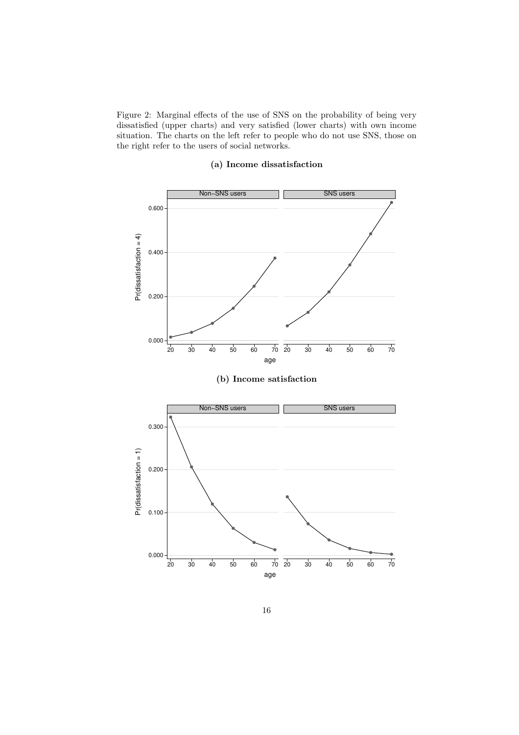Figure 2: Marginal effects of the use of SNS on the probability of being very dissatisfied (upper charts) and very satisfied (lower charts) with own income situation. The charts on the left refer to people who do not use SNS, those on the right refer to the users of social networks.

**(a) Income dissatisfaction**

**(b) Income satisfaction**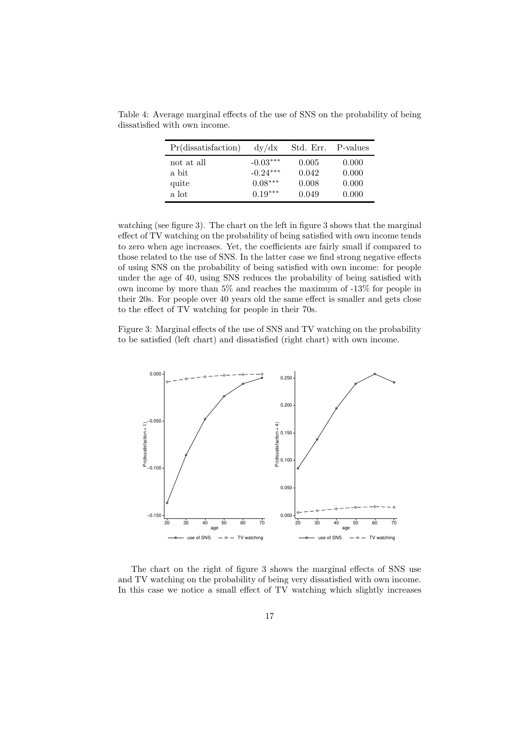Table 4: Average marginal effects of the use of SNS on the probability of being dissatisfied with own income.

| Pr(dissatisfaction) | dy/dx | Std. Err. | P-values |
|---|---|---|---|
| not at all | -0.03*** | 0.005 | 0.000 |
| a bit | -0.24*** | 0.042 | 0.000 |
| quite | 0.08*** | 0.008 | 0.000 |
| a lot | 0.19*** | 0.049 | 0.000 |

watching (see figure 3). The chart on the left in figure 3 shows that the marginal effect of TV watching on the probability of being satisfied with own income tends to zero when age increases. Yet, the coefficients are fairly small if compared to those related to the use of SNS. In the latter case we find strong negative effects of using SNS on the probability of being satisfied with own income: for people under the age of 40, using SNS reduces the probability of being satisfied with own income by more than 5% and reaches the maximum of -13% for people in their 20s. For people over 40 years old the same effect is smaller and gets close to the effect of TV watching for people in their 70s.

Figure 3: Marginal effects of the use of SNS and TV watching on the probability to be satisfied (left chart) and dissatisfied (right chart) with own income.

The chart on the right of figure 3 shows the marginal effects of SNS use and TV watching on the probability of being very dissatisfied with own income. In this case we notice a small effect of TV watching which slightly increases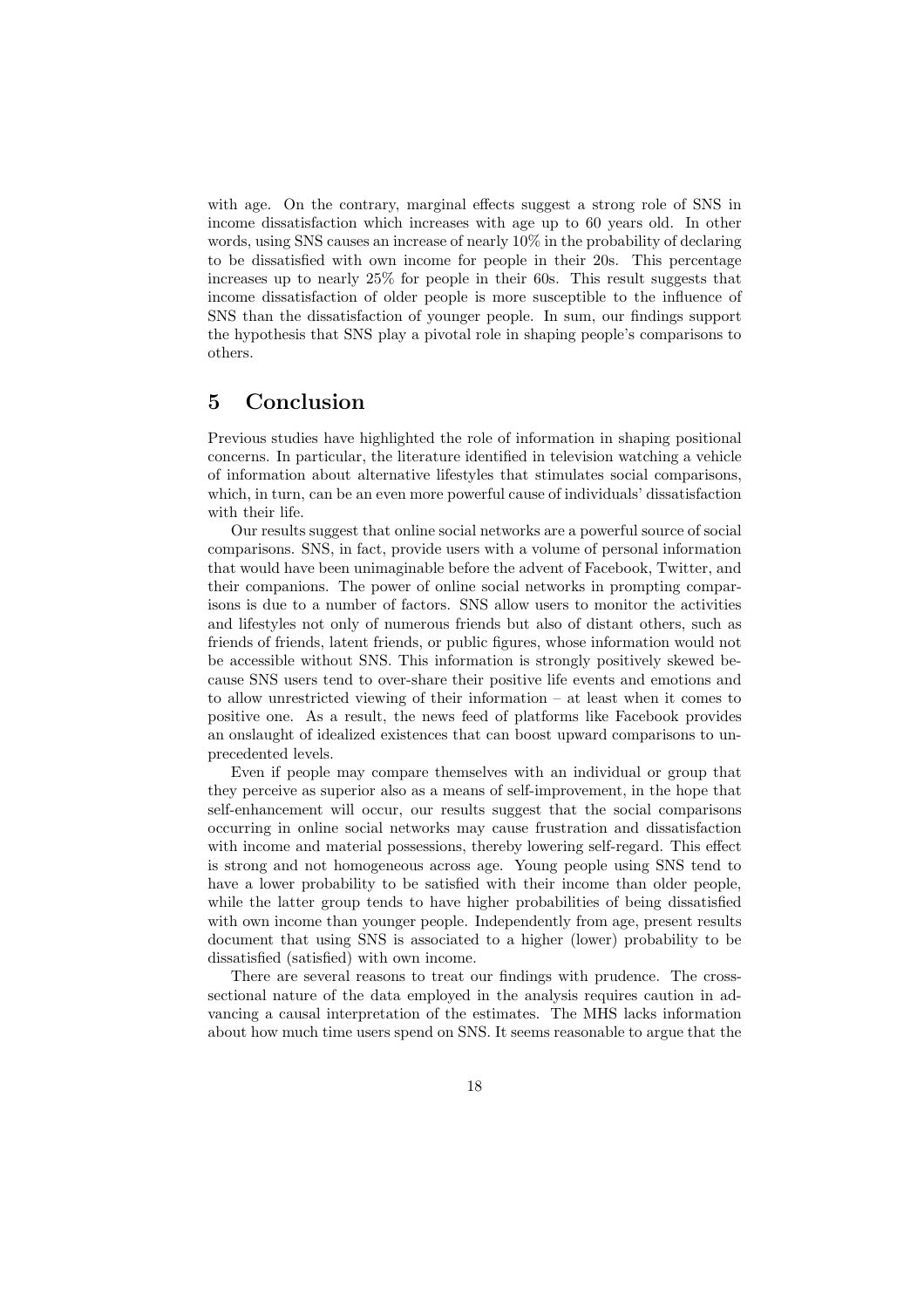with age. On the contrary, marginal effects suggest a strong role of SNS in income dissatisfaction which increases with age up to 60 years old. In other words, using SNS causes an increase of nearly 10% in the probability of declaring to be dissatisfied with own income for people in their 20s. This percentage increases up to nearly 25% for people in their 60s. This result suggests that income dissatisfaction of older people is more susceptible to the influence of SNS than the dissatisfaction of younger people. In sum, our findings support the hypothesis that SNS play a pivotal role in shaping people's comparisons to others.

## 5 Conclusion

Previous studies have highlighted the role of information in shaping positional concerns. In particular, the literature identified in television watching a vehicle of information about alternative lifestyles that stimulates social comparisons, which, in turn, can be an even more powerful cause of individuals' dissatisfaction with their life.

Our results suggest that online social networks are a powerful source of social comparisons. SNS, in fact, provide users with a volume of personal information that would have been unimaginable before the advent of Facebook, Twitter, and their companions. The power of online social networks in prompting comparisons is due to a number of factors. SNS allow users to monitor the activities and lifestyles not only of numerous friends but also of distant others, such as friends of friends, latent friends, or public figures, whose information would not be accessible without SNS. This information is strongly positively skewed because SNS users tend to over-share their positive life events and emotions and to allow unrestricted viewing of their information – at least when it comes to positive one. As a result, the news feed of platforms like Facebook provides an onslaught of idealized existences that can boost upward comparisons to unprecedented levels.

Even if people may compare themselves with an individual or group that they perceive as superior also as a means of self-improvement, in the hope that self-enhancement will occur, our results suggest that the social comparisons occurring in online social networks may cause frustration and dissatisfaction with income and material possessions, thereby lowering self-regard. This effect is strong and not homogeneous across age. Young people using SNS tend to have a lower probability to be satisfied with their income than older people, while the latter group tends to have higher probabilities of being dissatisfied with own income than younger people. Independently from age, present results document that using SNS is associated to a higher (lower) probability to be dissatisfied (satisfied) with own income.

There are several reasons to treat our findings with prudence. The cross-sectional nature of the data employed in the analysis requires caution in advancing a causal interpretation of the estimates. The MHS lacks information about how much time users spend on SNS. It seems reasonable to argue that the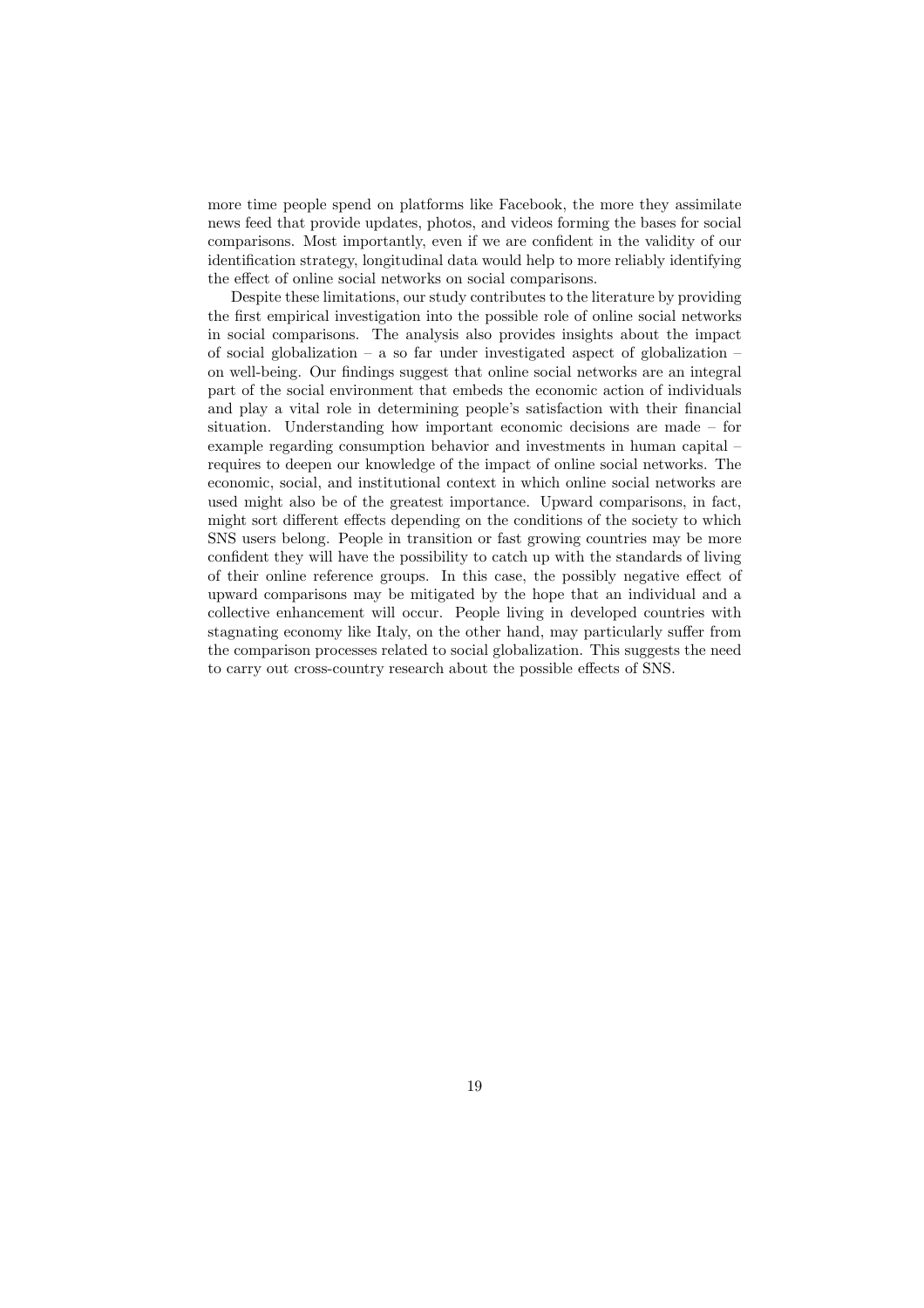more time people spend on platforms like Facebook, the more they assimilate news feed that provide updates, photos, and videos forming the bases for social comparisons. Most importantly, even if we are confident in the validity of our identification strategy, longitudinal data would help to more reliably identifying the effect of online social networks on social comparisons.

Despite these limitations, our study contributes to the literature by providing the first empirical investigation into the possible role of online social networks in social comparisons. The analysis also provides insights about the impact of social globalization – a so far under investigated aspect of globalization – on well-being. Our findings suggest that online social networks are an integral part of the social environment that embeds the economic action of individuals and play a vital role in determining people's satisfaction with their financial situation. Understanding how important economic decisions are made – for example regarding consumption behavior and investments in human capital – requires to deepen our knowledge of the impact of online social networks. The economic, social, and institutional context in which online social networks are used might also be of the greatest importance. Upward comparisons, in fact, might sort different effects depending on the conditions of the society to which SNS users belong. People in transition or fast growing countries may be more confident they will have the possibility to catch up with the standards of living of their online reference groups. In this case, the possibly negative effect of upward comparisons may be mitigated by the hope that an individual and a collective enhancement will occur. People living in developed countries with stagnating economy like Italy, on the other hand, may particularly suffer from the comparison processes related to social globalization. This suggests the need to carry out cross-country research about the possible effects of SNS.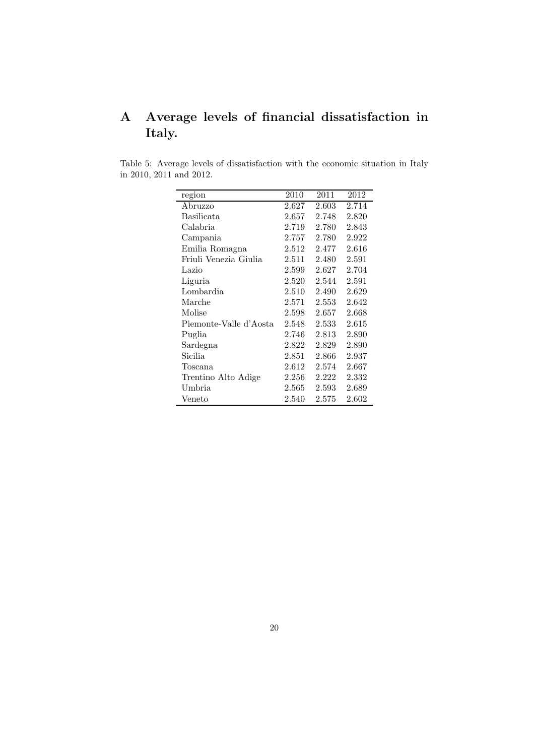# A Average levels of financial dissatisfaction in Italy.

Table 5: Average levels of dissatisfaction with the economic situation in Italy in 2010, 2011 and 2012.

| region | 2010 | 2011 | 2012 |
|---|---|---|---|
| Abruzzo | 2.627 | 2.603 | 2.714 |
| Basilicata | 2.657 | 2.748 | 2.820 |
| Calabria | 2.719 | 2.780 | 2.843 |
| Campania | 2.757 | 2.780 | 2.922 |
| Emilia Romagna | 2.512 | 2.477 | 2.616 |
| Friuli Venezia Giulia | 2.511 | 2.480 | 2.591 |
| Lazio | 2.599 | 2.627 | 2.704 |
| Liguria | 2.520 | 2.544 | 2.591 |
| Lombardia | 2.510 | 2.490 | 2.629 |
| Marche | 2.571 | 2.553 | 2.642 |
| Molise | 2.598 | 2.657 | 2.668 |
| Piemonte-Valle d'Aosta | 2.548 | 2.533 | 2.615 |
| Puglia | 2.746 | 2.813 | 2.890 |
| Sardegna | 2.822 | 2.829 | 2.890 |
| Sicilia | 2.851 | 2.866 | 2.937 |
| Toscana | 2.612 | 2.574 | 2.667 |
| Trentino Alto Adige | 2.256 | 2.222 | 2.332 |
| Umbria | 2.565 | 2.593 | 2.689 |
| Veneto | 2.540 | 2.575 | 2.602 |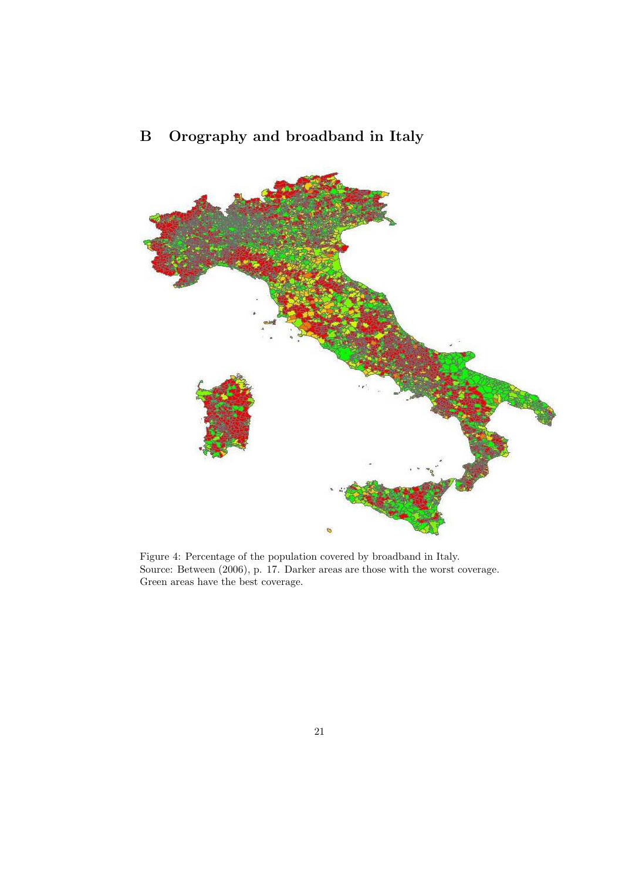# B Orography and broadband in Italy

Figure 4: Percentage of the population covered by broadband in Italy.
Source: Between (2006), p. 17. Darker areas are those with the worst coverage.
Green areas have the best coverage.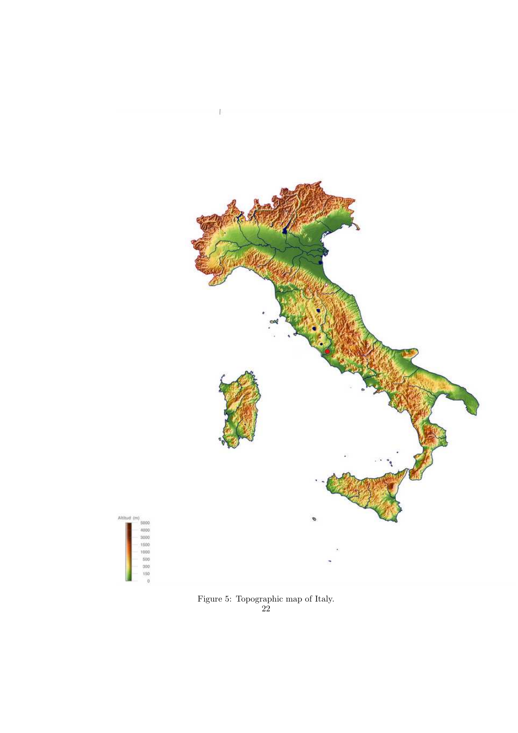Figure 5: Topographic map of Italy.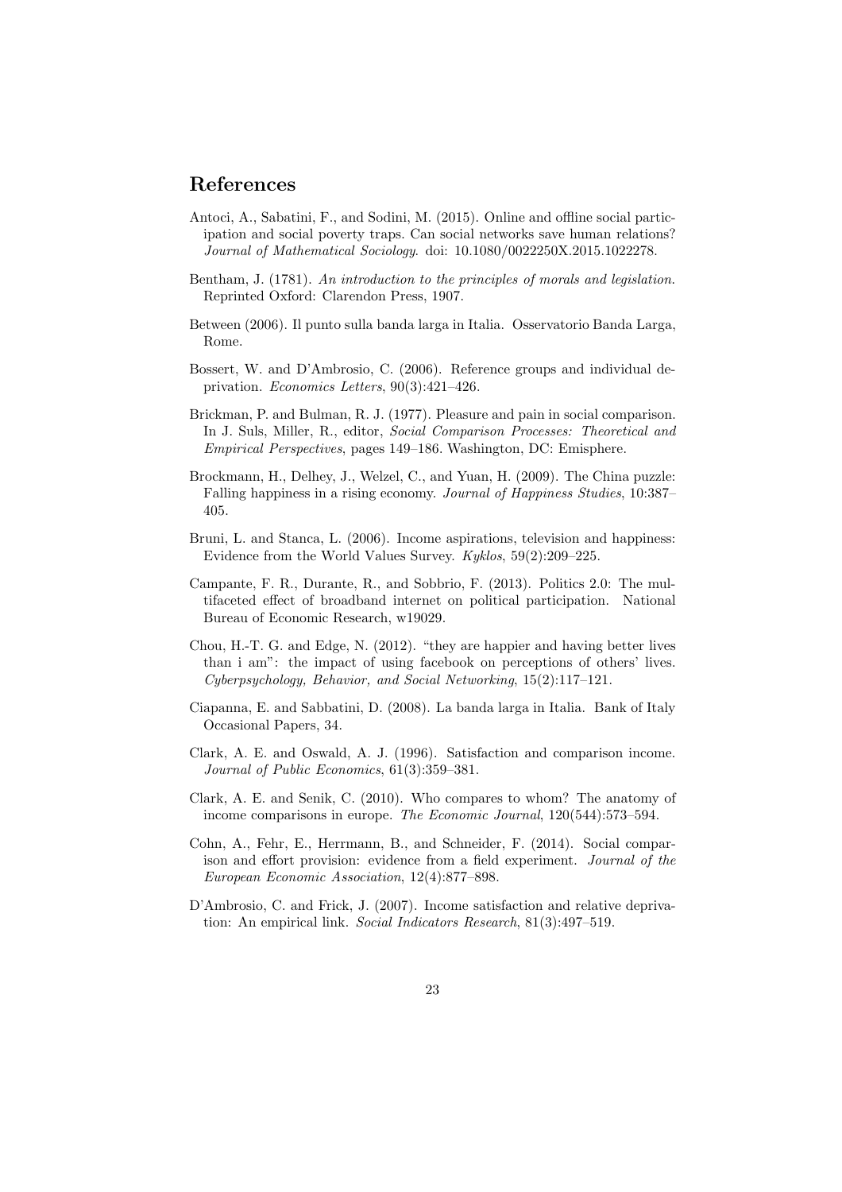## References

Antoci, A., Sabatini, F., and Sodini, M. (2015). Online and offline social participation and social poverty traps. Can social networks save human relations? *Journal of Mathematical Sociology*. doi: 10.1080/0022250X.2015.1022278.

Bentham, J. (1781). *An introduction to the principles of morals and legislation*. Reprinted Oxford: Clarendon Press, 1907.

Between (2006). Il punto sulla banda larga in Italia. Osservatorio Banda Larga, Rome.

Bossert, W. and D'Ambrosio, C. (2006). Reference groups and individual deprivation. *Economics Letters*, 90(3):421–426.

Brickman, P. and Bulman, R. J. (1977). Pleasure and pain in social comparison. In J. Suls, Miller, R., editor, *Social Comparison Processes: Theoretical and Empirical Perspectives*, pages 149–186. Washington, DC: Emisphere.

Brockmann, H., Delhey, J., Welzel, C., and Yuan, H. (2009). The China puzzle: Falling happiness in a rising economy. *Journal of Happiness Studies*, 10:387–405.

Bruni, L. and Stanca, L. (2006). Income aspirations, television and happiness: Evidence from the World Values Survey. *Kyklos*, 59(2):209–225.

Campante, F. R., Durante, R., and Sobbrio, F. (2013). Politics 2.0: The multifaceted effect of broadband internet on political participation. National Bureau of Economic Research, w19029.

Chou, H.-T. G. and Edge, N. (2012). "they are happier and having better lives than i am": the impact of using facebook on perceptions of others' lives. *Cyberpsychology, Behavior, and Social Networking*, 15(2):117–121.

Ciapanna, E. and Sabbatini, D. (2008). La banda larga in Italia. Bank of Italy Occasional Papers, 34.

Clark, A. E. and Oswald, A. J. (1996). Satisfaction and comparison income. *Journal of Public Economics*, 61(3):359–381.

Clark, A. E. and Senik, C. (2010). Who compares to whom? The anatomy of income comparisons in europe. *The Economic Journal*, 120(544):573–594.

Cohn, A., Fehr, E., Herrmann, B., and Schneider, F. (2014). Social comparison and effort provision: evidence from a field experiment. *Journal of the European Economic Association*, 12(4):877–898.

D'Ambrosio, C. and Frick, J. (2007). Income satisfaction and relative deprivation: An empirical link. *Social Indicators Research*, 81(3):497–519.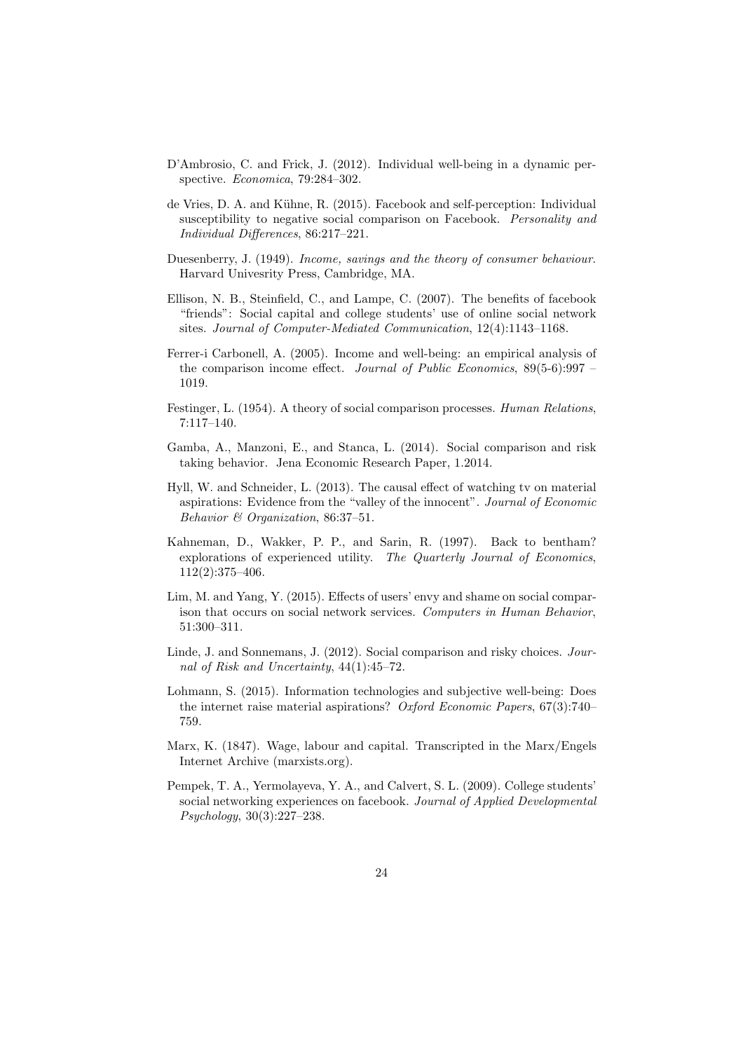D'Ambrosio, C. and Frick, J. (2012). Individual well-being in a dynamic perspective. *Economica*, 79:284–302.

de Vries, D. A. and Kühne, R. (2015). Facebook and self-perception: Individual susceptibility to negative social comparison on Facebook. *Personality and Individual Differences*, 86:217–221.

Duesenberry, J. (1949). *Income, savings and the theory of consumer behaviour*. Harvard Univesrity Press, Cambridge, MA.

Ellison, N. B., Steinfield, C., and Lampe, C. (2007). The benefits of facebook "friends": Social capital and college students' use of online social network sites. *Journal of Computer-Mediated Communication*, 12(4):1143–1168.

Ferrer-i Carbonell, A. (2005). Income and well-being: an empirical analysis of the comparison income effect. *Journal of Public Economics*, 89(5-6):997 – 1019.

Festinger, L. (1954). A theory of social comparison processes. *Human Relations*, 7:117–140.

Gamba, A., Manzoni, E., and Stanca, L. (2014). Social comparison and risk taking behavior. Jena Economic Research Paper, 1.2014.

Hyll, W. and Schneider, L. (2013). The causal effect of watching tv on material aspirations: Evidence from the "valley of the innocent". *Journal of Economic Behavior & Organization*, 86:37–51.

Kahneman, D., Wakker, P. P., and Sarin, R. (1997). Back to bentham? explorations of experienced utility. *The Quarterly Journal of Economics*, 112(2):375–406.

Lim, M. and Yang, Y. (2015). Effects of users' envy and shame on social comparison that occurs on social network services. *Computers in Human Behavior*, 51:300–311.

Linde, J. and Sonnemans, J. (2012). Social comparison and risky choices. *Journal of Risk and Uncertainty*, 44(1):45–72.

Lohmann, S. (2015). Information technologies and subjective well-being: Does the internet raise material aspirations? *Oxford Economic Papers*, 67(3):740–759.

Marx, K. (1847). Wage, labour and capital. Transcripted in the Marx/Engels Internet Archive (marxists.org).

Pempek, T. A., Yermolayeva, Y. A., and Calvert, S. L. (2009). College students' social networking experiences on facebook. *Journal of Applied Developmental Psychology*, 30(3):227–238.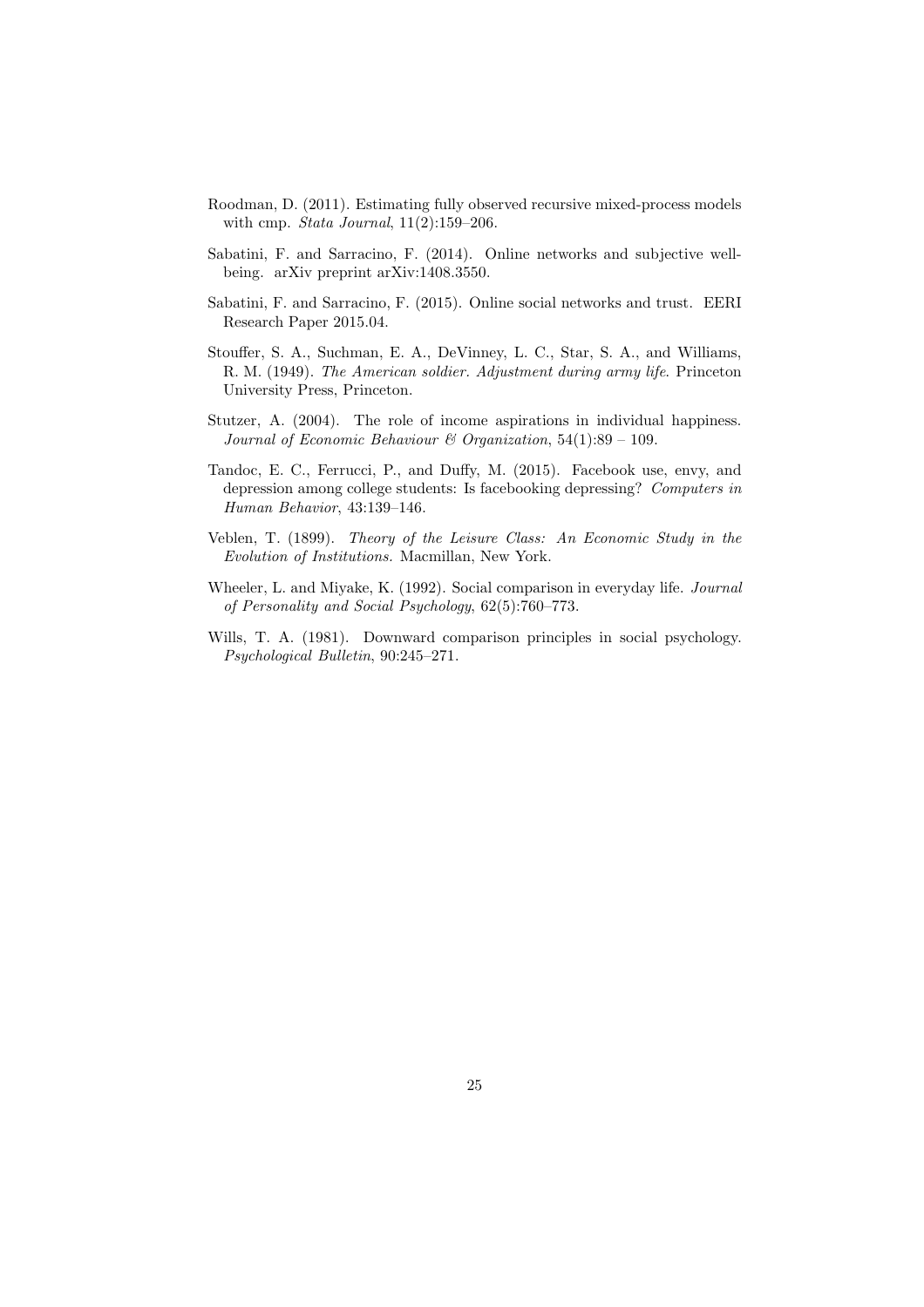Roodman, D. (2011). Estimating fully observed recursive mixed-process models with cmp. *Stata Journal*, 11(2):159–206.

Sabatini, F. and Sarracino, F. (2014). Online networks and subjective well-being. arXiv preprint arXiv:1408.3550.

Sabatini, F. and Sarracino, F. (2015). Online social networks and trust. EERI Research Paper 2015.04.

Stouffer, S. A., Suchman, E. A., DeVinney, L. C., Star, S. A., and Williams, R. M. (1949). *The American soldier. Adjustment during army life*. Princeton University Press, Princeton.

Stutzer, A. (2004). The role of income aspirations in individual happiness. *Journal of Economic Behaviour & Organization*, 54(1):89 – 109.

Tandoc, E. C., Ferrucci, P., and Duffy, M. (2015). Facebook use, envy, and depression among college students: Is facebooking depressing? *Computers in Human Behavior*, 43:139–146.

Veblen, T. (1899). *Theory of the Leisure Class: An Economic Study in the Evolution of Institutions.* Macmillan, New York.

Wheeler, L. and Miyake, K. (1992). Social comparison in everyday life. *Journal of Personality and Social Psychology*, 62(5):760–773.

Wills, T. A. (1981). Downward comparison principles in social psychology. *Psychological Bulletin*, 90:245–271.